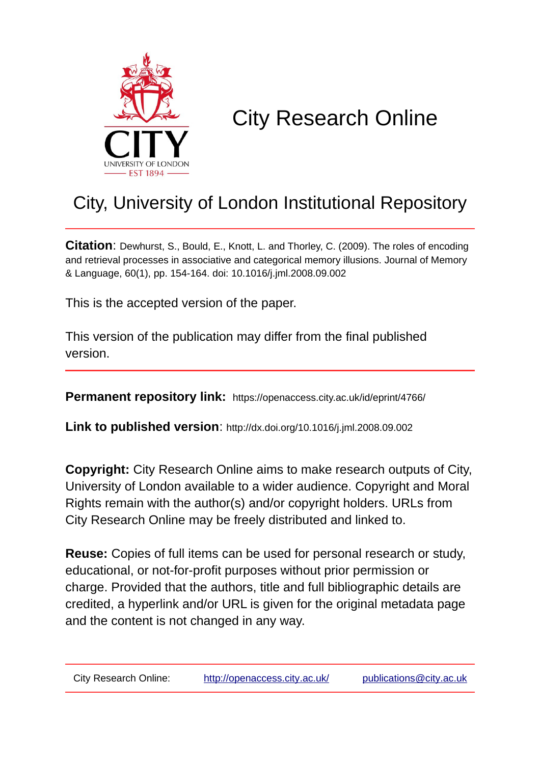# City Research Online

## City, University of London Institutional Repository

**Citation**: Dewhurst, S., Bould, E., Knott, L. and Thorley, C. (2009). The roles of encoding and retrieval processes in associative and categorical memory illusions. Journal of Memory & Language, 60(1), pp. 154-164. doi: 10.1016/j.jml.2008.09.002

This is the accepted version of the paper.

This version of the publication may differ from the final published version.

**Permanent repository link:** https://openaccess.city.ac.uk/id/eprint/4766/

**Link to published version**: http://dx.doi.org/10.1016/j.jml.2008.09.002

**Copyright:** City Research Online aims to make research outputs of City, University of London available to a wider audience. Copyright and Moral Rights remain with the author(s) and/or copyright holders. URLs from City Research Online may be freely distributed and linked to.

**Reuse:** Copies of full items can be used for personal research or study, educational, or not-for-profit purposes without prior permission or charge. Provided that the authors, title and full bibliographic details are credited, a hyperlink and/or URL is given for the original metadata page and the content is not changed in any way.

City Research Online: http://openaccess.city.ac.uk/ publications@city.ac.uk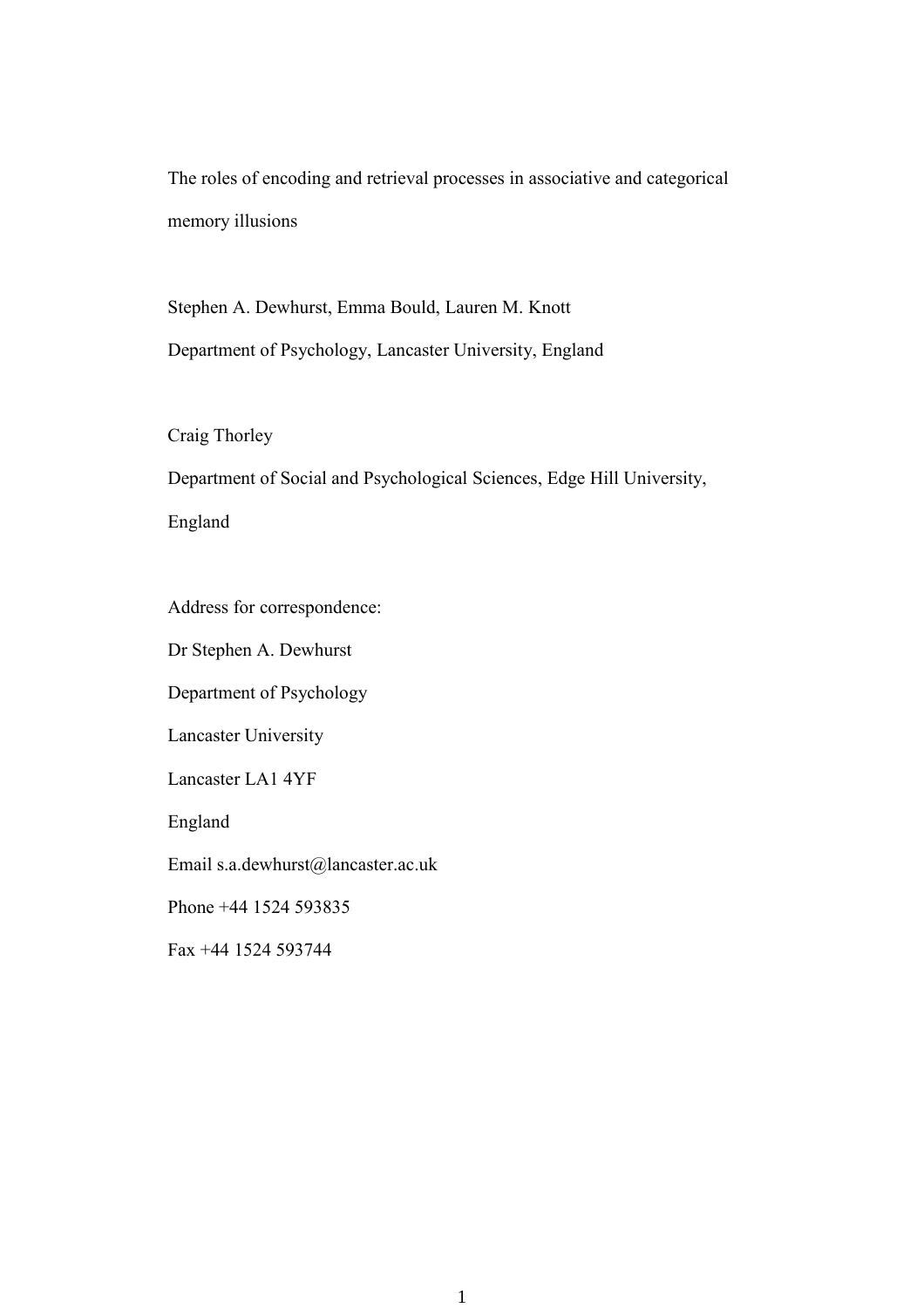The roles of encoding and retrieval processes in associative and categorical memory illusions

Stephen A. Dewhurst, Emma Bould, Lauren M. Knott

Department of Psychology, Lancaster University, England

Craig Thorley

Department of Social and Psychological Sciences, Edge Hill University, England

Address for correspondence:

Dr Stephen A. Dewhurst

Department of Psychology

Lancaster University

Lancaster LA1 4YF

England

Email s.a.dewhurst@lancaster.ac.uk

Phone +44 1524 593835

Fax +44 1524 593744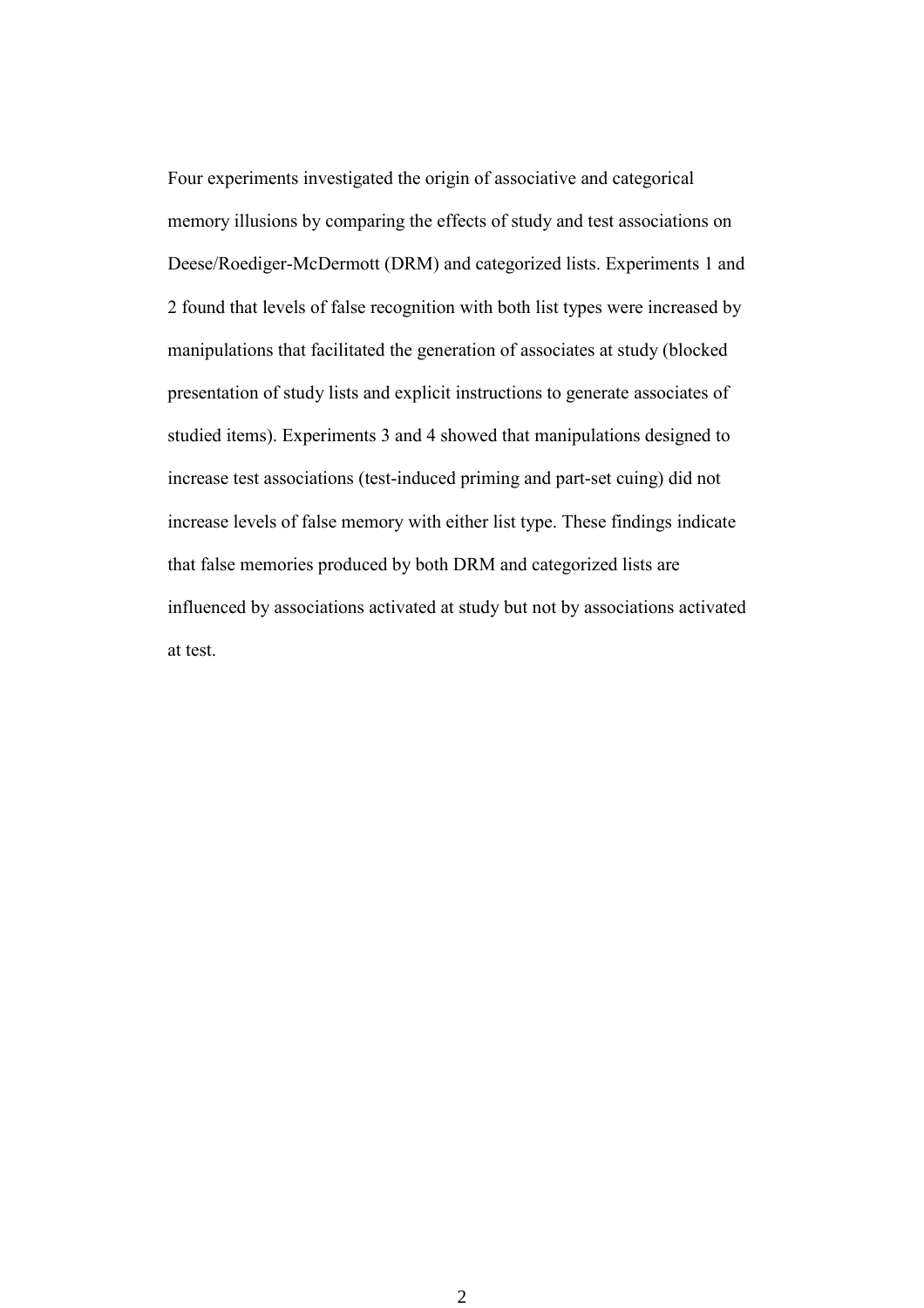Four experiments investigated the origin of associative and categorical memory illusions by comparing the effects of study and test associations on Deese/Roediger-McDermott (DRM) and categorized lists. Experiments 1 and 2 found that levels of false recognition with both list types were increased by manipulations that facilitated the generation of associates at study (blocked presentation of study lists and explicit instructions to generate associates of studied items). Experiments 3 and 4 showed that manipulations designed to increase test associations (test-induced priming and part-set cuing) did not increase levels of false memory with either list type. These findings indicate that false memories produced by both DRM and categorized lists are influenced by associations activated at study but not by associations activated at test.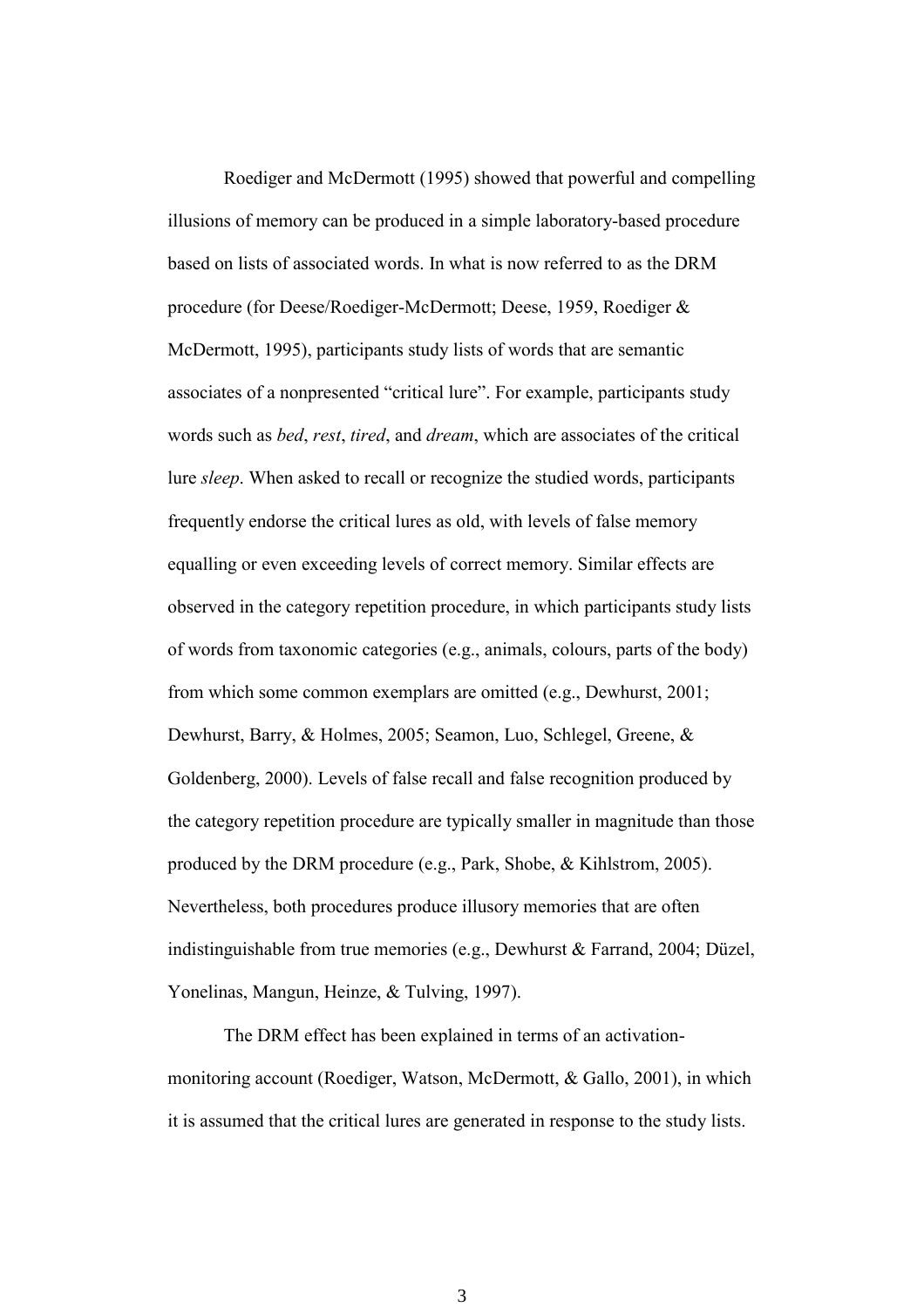Roediger and McDermott (1995) showed that powerful and compelling illusions of memory can be produced in a simple laboratory-based procedure based on lists of associated words. In what is now referred to as the DRM procedure (for Deese/Roediger-McDermott; Deese, 1959, Roediger & McDermott, 1995), participants study lists of words that are semantic associates of a nonpresented "critical lure". For example, participants study words such as *bed*, *rest*, *tired*, and *dream*, which are associates of the critical lure *sleep*. When asked to recall or recognize the studied words, participants frequently endorse the critical lures as old, with levels of false memory equalling or even exceeding levels of correct memory. Similar effects are observed in the category repetition procedure, in which participants study lists of words from taxonomic categories (e.g., animals, colours, parts of the body) from which some common exemplars are omitted (e.g., Dewhurst, 2001; Dewhurst, Barry, & Holmes, 2005; Seamon, Luo, Schlegel, Greene, & Goldenberg, 2000). Levels of false recall and false recognition produced by the category repetition procedure are typically smaller in magnitude than those produced by the DRM procedure (e.g., Park, Shobe, & Kihlstrom, 2005). Nevertheless, both procedures produce illusory memories that are often indistinguishable from true memories (e.g., Dewhurst & Farrand, 2004; Düzel, Yonelinas, Mangun, Heinze, & Tulving, 1997).

The DRM effect has been explained in terms of an activation-monitoring account (Roediger, Watson, McDermott, & Gallo, 2001), in which it is assumed that the critical lures are generated in response to the study lists.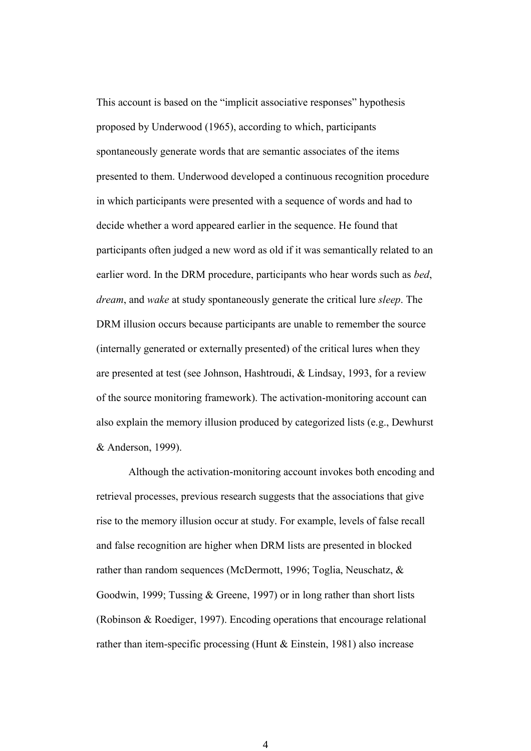This account is based on the “implicit associative responses” hypothesis proposed by Underwood (1965), according to which, participants spontaneously generate words that are semantic associates of the items presented to them. Underwood developed a continuous recognition procedure in which participants were presented with a sequence of words and had to decide whether a word appeared earlier in the sequence. He found that participants often judged a new word as old if it was semantically related to an earlier word. In the DRM procedure, participants who hear words such as *bed*, *dream*, and *wake* at study spontaneously generate the critical lure *sleep*. The DRM illusion occurs because participants are unable to remember the source (internally generated or externally presented) of the critical lures when they are presented at test (see Johnson, Hashtroudi, & Lindsay, 1993, for a review of the source monitoring framework). The activation-monitoring account can also explain the memory illusion produced by categorized lists (e.g., Dewhurst & Anderson, 1999).

Although the activation-monitoring account invokes both encoding and retrieval processes, previous research suggests that the associations that give rise to the memory illusion occur at study. For example, levels of false recall and false recognition are higher when DRM lists are presented in blocked rather than random sequences (McDermott, 1996; Toglia, Neuschatz, & Goodwin, 1999; Tussing & Greene, 1997) or in long rather than short lists (Robinson & Roediger, 1997). Encoding operations that encourage relational rather than item-specific processing (Hunt & Einstein, 1981) also increase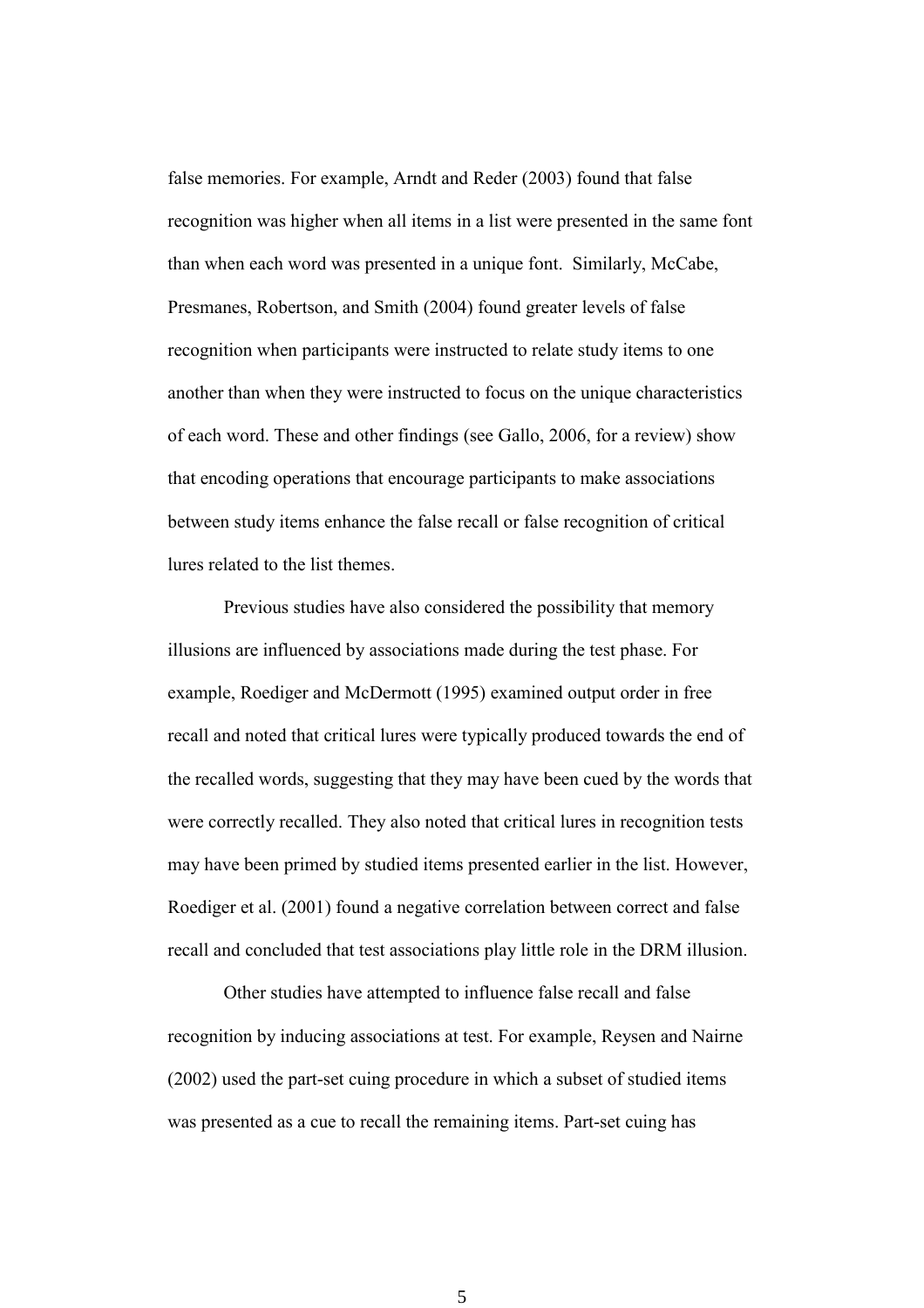false memories. For example, Arndt and Reder (2003) found that false recognition was higher when all items in a list were presented in the same font than when each word was presented in a unique font. Similarly, McCabe, Presmanes, Robertson, and Smith (2004) found greater levels of false recognition when participants were instructed to relate study items to one another than when they were instructed to focus on the unique characteristics of each word. These and other findings (see Gallo, 2006, for a review) show that encoding operations that encourage participants to make associations between study items enhance the false recall or false recognition of critical lures related to the list themes.

Previous studies have also considered the possibility that memory illusions are influenced by associations made during the test phase. For example, Roediger and McDermott (1995) examined output order in free recall and noted that critical lures were typically produced towards the end of the recalled words, suggesting that they may have been cued by the words that were correctly recalled. They also noted that critical lures in recognition tests may have been primed by studied items presented earlier in the list. However, Roediger et al. (2001) found a negative correlation between correct and false recall and concluded that test associations play little role in the DRM illusion.

Other studies have attempted to influence false recall and false recognition by inducing associations at test. For example, Reysen and Nairne (2002) used the part-set cuing procedure in which a subset of studied items was presented as a cue to recall the remaining items. Part-set cuing has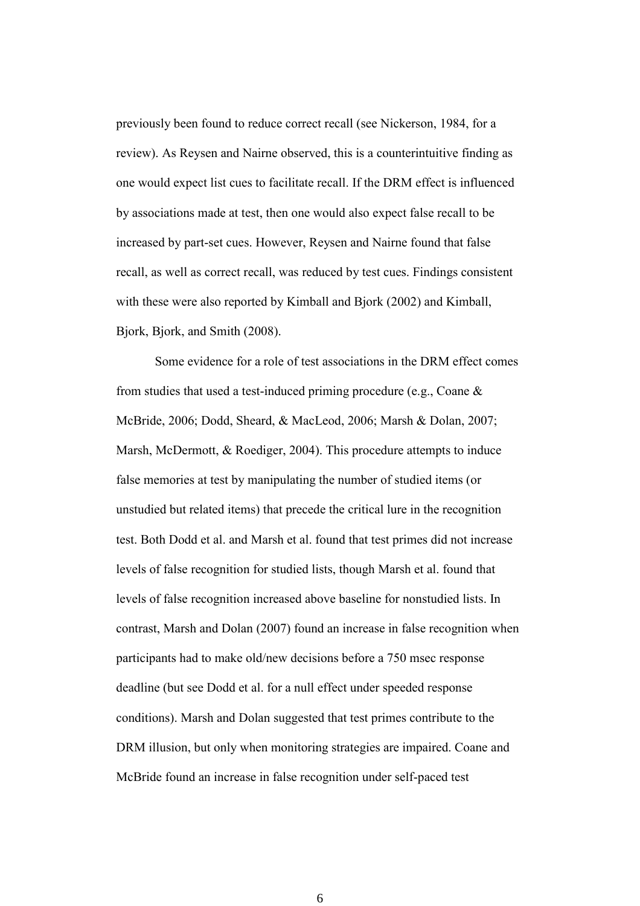previously been found to reduce correct recall (see Nickerson, 1984, for a review). As Reysen and Nairne observed, this is a counterintuitive finding as one would expect list cues to facilitate recall. If the DRM effect is influenced by associations made at test, then one would also expect false recall to be increased by part-set cues. However, Reysen and Nairne found that false recall, as well as correct recall, was reduced by test cues. Findings consistent with these were also reported by Kimball and Bjork (2002) and Kimball, Bjork, Bjork, and Smith (2008).

Some evidence for a role of test associations in the DRM effect comes from studies that used a test-induced priming procedure (e.g., Coane & McBride, 2006; Dodd, Sheard, & MacLeod, 2006; Marsh & Dolan, 2007; Marsh, McDermott, & Roediger, 2004). This procedure attempts to induce false memories at test by manipulating the number of studied items (or unstudied but related items) that precede the critical lure in the recognition test. Both Dodd et al. and Marsh et al. found that test primes did not increase levels of false recognition for studied lists, though Marsh et al. found that levels of false recognition increased above baseline for nonstudied lists. In contrast, Marsh and Dolan (2007) found an increase in false recognition when participants had to make old/new decisions before a 750 msec response deadline (but see Dodd et al. for a null effect under speeded response conditions). Marsh and Dolan suggested that test primes contribute to the DRM illusion, but only when monitoring strategies are impaired. Coane and McBride found an increase in false recognition under self-paced test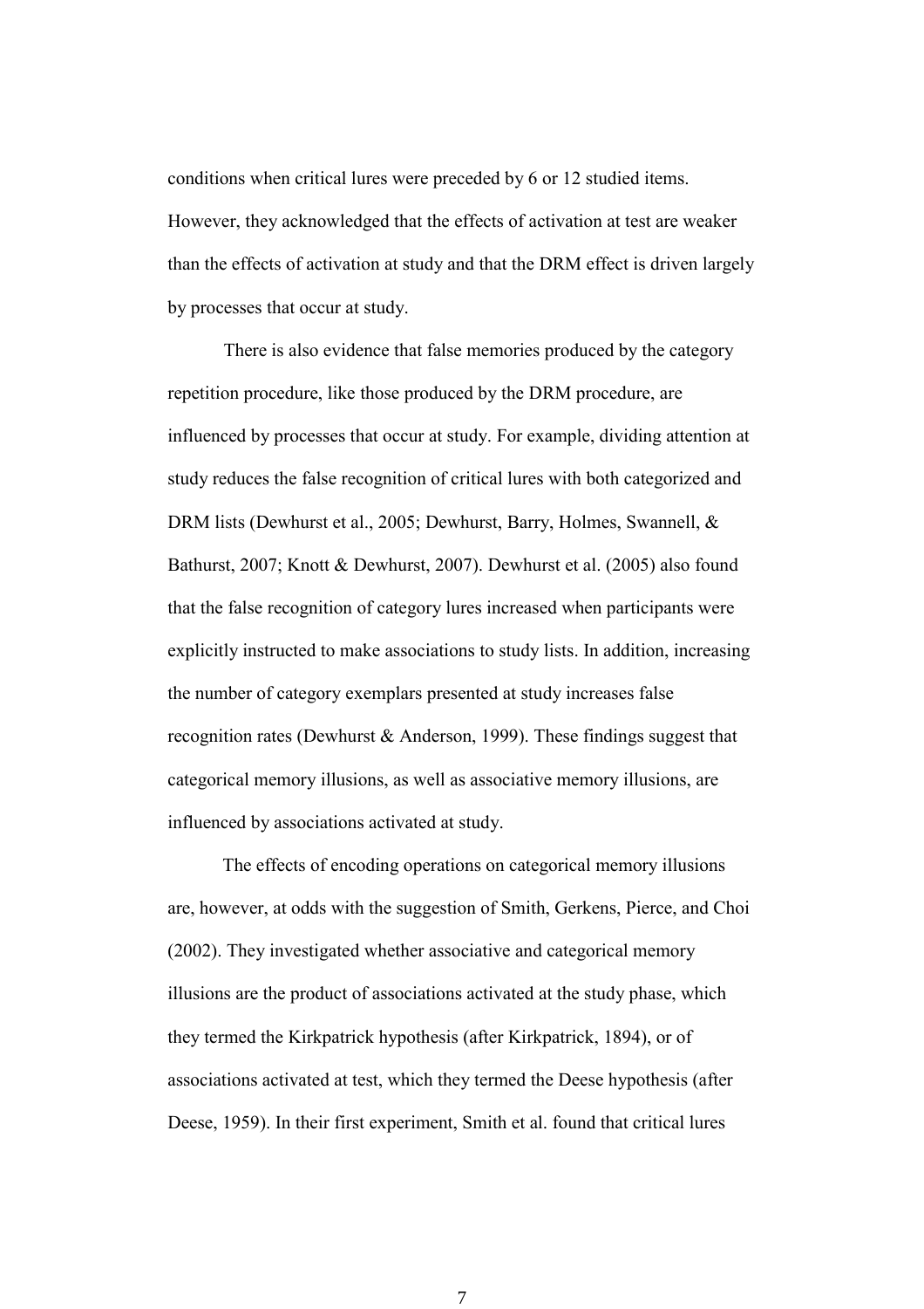conditions when critical lures were preceded by 6 or 12 studied items. However, they acknowledged that the effects of activation at test are weaker than the effects of activation at study and that the DRM effect is driven largely by processes that occur at study.

There is also evidence that false memories produced by the category repetition procedure, like those produced by the DRM procedure, are influenced by processes that occur at study. For example, dividing attention at study reduces the false recognition of critical lures with both categorized and DRM lists (Dewhurst et al., 2005; Dewhurst, Barry, Holmes, Swannell, & Bathurst, 2007; Knott & Dewhurst, 2007). Dewhurst et al. (2005) also found that the false recognition of category lures increased when participants were explicitly instructed to make associations to study lists. In addition, increasing the number of category exemplars presented at study increases false recognition rates (Dewhurst & Anderson, 1999). These findings suggest that categorical memory illusions, as well as associative memory illusions, are influenced by associations activated at study.

The effects of encoding operations on categorical memory illusions are, however, at odds with the suggestion of Smith, Gerkens, Pierce, and Choi (2002). They investigated whether associative and categorical memory illusions are the product of associations activated at the study phase, which they termed the Kirkpatrick hypothesis (after Kirkpatrick, 1894), or of associations activated at test, which they termed the Deese hypothesis (after Deese, 1959). In their first experiment, Smith et al. found that critical lures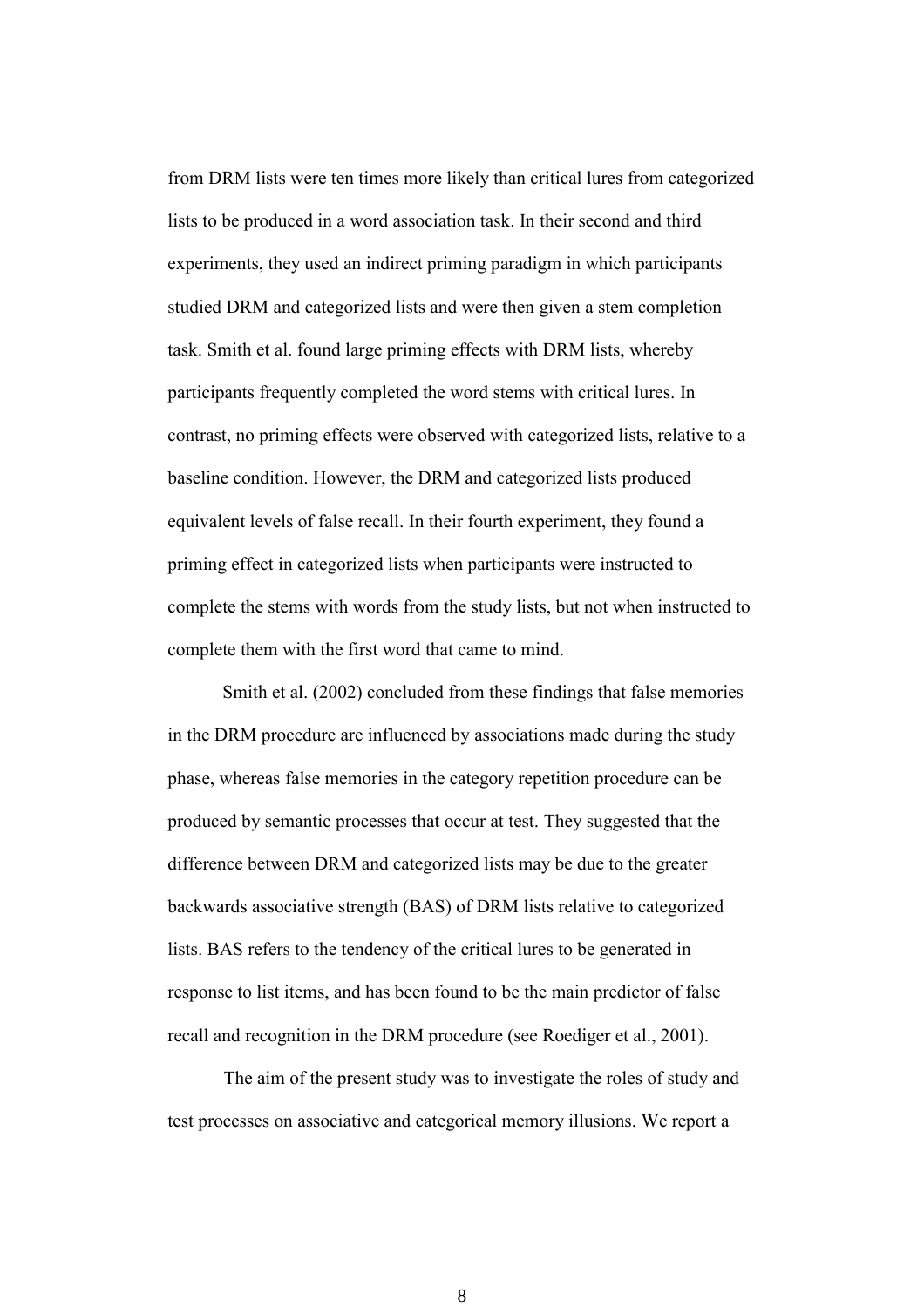from DRM lists were ten times more likely than critical lures from categorized lists to be produced in a word association task. In their second and third experiments, they used an indirect priming paradigm in which participants studied DRM and categorized lists and were then given a stem completion task. Smith et al. found large priming effects with DRM lists, whereby participants frequently completed the word stems with critical lures. In contrast, no priming effects were observed with categorized lists, relative to a baseline condition. However, the DRM and categorized lists produced equivalent levels of false recall. In their fourth experiment, they found a priming effect in categorized lists when participants were instructed to complete the stems with words from the study lists, but not when instructed to complete them with the first word that came to mind.

Smith et al. (2002) concluded from these findings that false memories in the DRM procedure are influenced by associations made during the study phase, whereas false memories in the category repetition procedure can be produced by semantic processes that occur at test. They suggested that the difference between DRM and categorized lists may be due to the greater backwards associative strength (BAS) of DRM lists relative to categorized lists. BAS refers to the tendency of the critical lures to be generated in response to list items, and has been found to be the main predictor of false recall and recognition in the DRM procedure (see Roediger et al., 2001).

The aim of the present study was to investigate the roles of study and test processes on associative and categorical memory illusions. We report a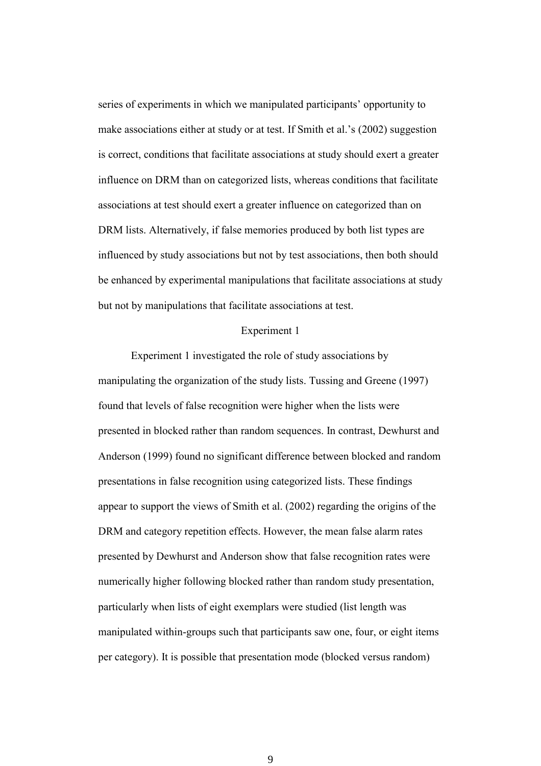series of experiments in which we manipulated participants' opportunity to make associations either at study or at test. If Smith et al.'s (2002) suggestion is correct, conditions that facilitate associations at study should exert a greater influence on DRM than on categorized lists, whereas conditions that facilitate associations at test should exert a greater influence on categorized than on DRM lists. Alternatively, if false memories produced by both list types are influenced by study associations but not by test associations, then both should be enhanced by experimental manipulations that facilitate associations at study but not by manipulations that facilitate associations at test.

## Experiment 1

Experiment 1 investigated the role of study associations by manipulating the organization of the study lists. Tussing and Greene (1997) found that levels of false recognition were higher when the lists were presented in blocked rather than random sequences. In contrast, Dewhurst and Anderson (1999) found no significant difference between blocked and random presentations in false recognition using categorized lists. These findings appear to support the views of Smith et al. (2002) regarding the origins of the DRM and category repetition effects. However, the mean false alarm rates presented by Dewhurst and Anderson show that false recognition rates were numerically higher following blocked rather than random study presentation, particularly when lists of eight exemplars were studied (list length was manipulated within-groups such that participants saw one, four, or eight items per category). It is possible that presentation mode (blocked versus random)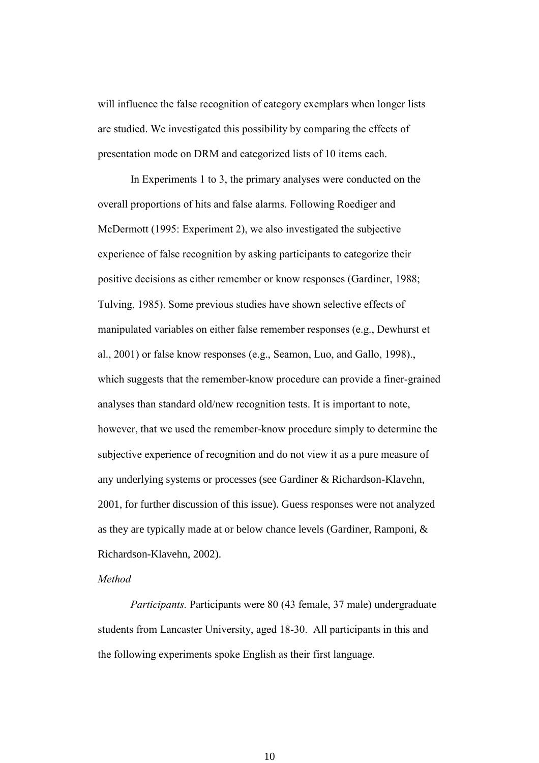will influence the false recognition of category exemplars when longer lists are studied. We investigated this possibility by comparing the effects of presentation mode on DRM and categorized lists of 10 items each.

In Experiments 1 to 3, the primary analyses were conducted on the overall proportions of hits and false alarms. Following Roediger and McDermott (1995: Experiment 2), we also investigated the subjective experience of false recognition by asking participants to categorize their positive decisions as either remember or know responses (Gardiner, 1988; Tulving, 1985). Some previous studies have shown selective effects of manipulated variables on either false remember responses (e.g., Dewhurst et al., 2001) or false know responses (e.g., Seamon, Luo, and Gallo, 1998)., which suggests that the remember-know procedure can provide a finer-grained analyses than standard old/new recognition tests. It is important to note, however, that we used the remember-know procedure simply to determine the subjective experience of recognition and do not view it as a pure measure of any underlying systems or processes (see Gardiner & Richardson-Klavehn, 2001, for further discussion of this issue). Guess responses were not analyzed as they are typically made at or below chance levels (Gardiner, Ramponi, & Richardson-Klavehn, 2002).

*Method*

*Participants.* Participants were 80 (43 female, 37 male) undergraduate students from Lancaster University, aged 18-30. All participants in this and the following experiments spoke English as their first language.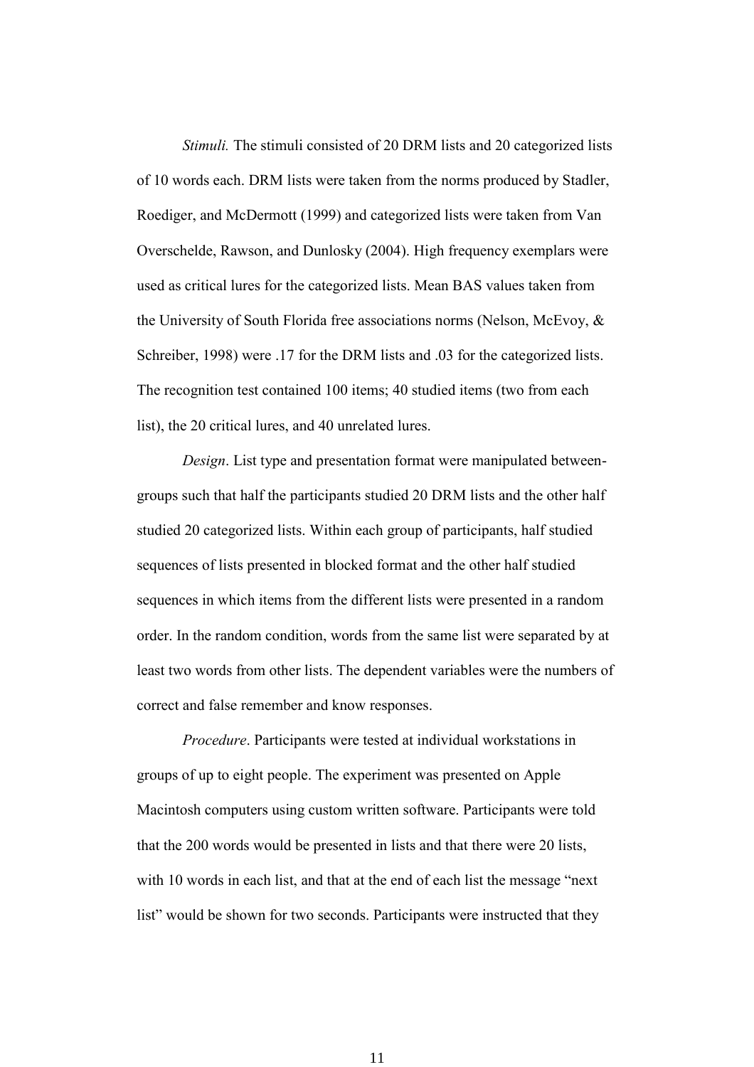*Stimuli.* The stimuli consisted of 20 DRM lists and 20 categorized lists of 10 words each. DRM lists were taken from the norms produced by Stadler, Roediger, and McDermott (1999) and categorized lists were taken from Van Overschelde, Rawson, and Dunlosky (2004). High frequency exemplars were used as critical lures for the categorized lists. Mean BAS values taken from the University of South Florida free associations norms (Nelson, McEvoy, & Schreiber, 1998) were .17 for the DRM lists and .03 for the categorized lists. The recognition test contained 100 items; 40 studied items (two from each list), the 20 critical lures, and 40 unrelated lures.

*Design*. List type and presentation format were manipulated between-groups such that half the participants studied 20 DRM lists and the other half studied 20 categorized lists. Within each group of participants, half studied sequences of lists presented in blocked format and the other half studied sequences in which items from the different lists were presented in a random order. In the random condition, words from the same list were separated by at least two words from other lists. The dependent variables were the numbers of correct and false remember and know responses.

*Procedure*. Participants were tested at individual workstations in groups of up to eight people. The experiment was presented on Apple Macintosh computers using custom written software. Participants were told that the 200 words would be presented in lists and that there were 20 lists, with 10 words in each list, and that at the end of each list the message "next list" would be shown for two seconds. Participants were instructed that they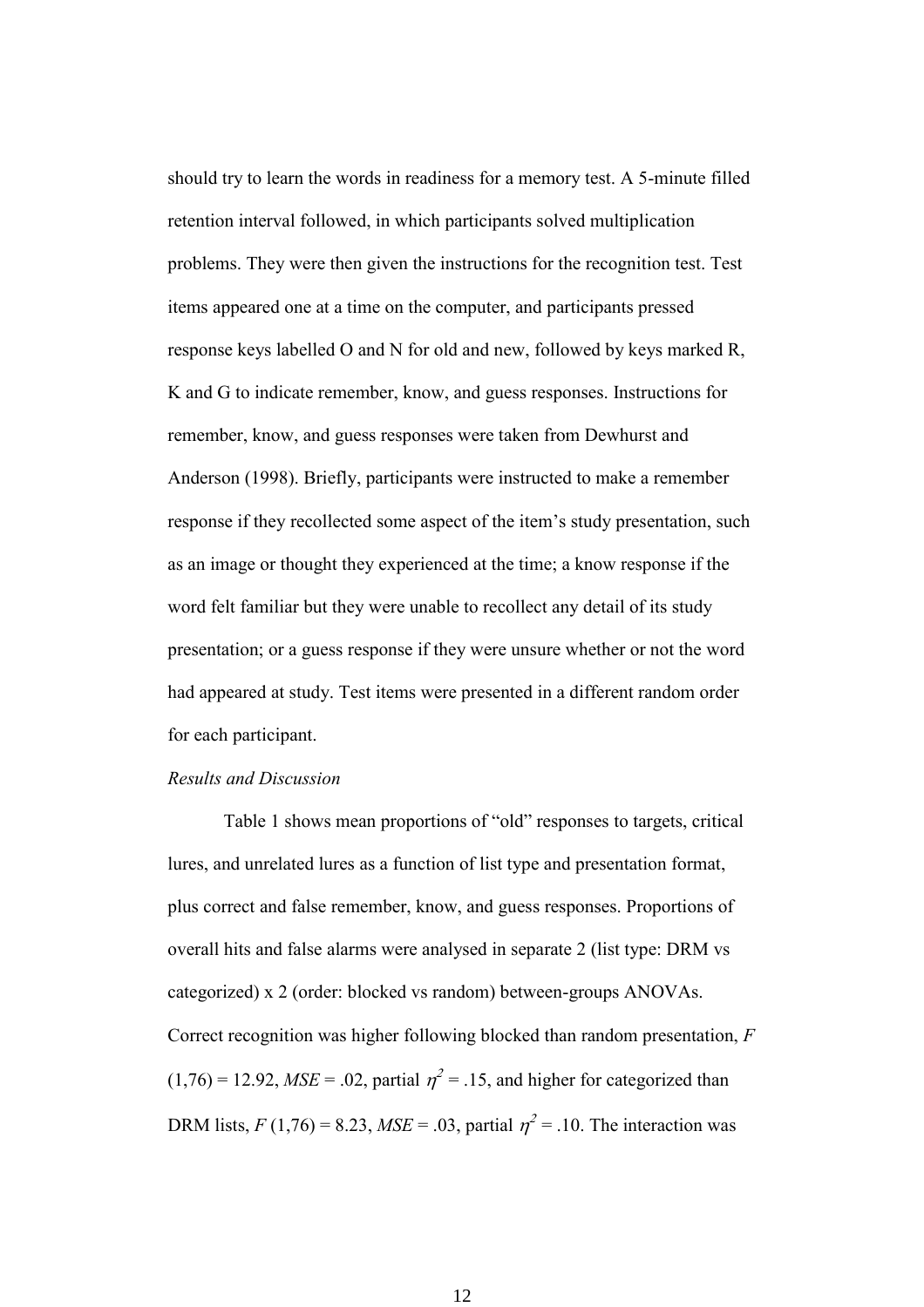should try to learn the words in readiness for a memory test. A 5-minute filled retention interval followed, in which participants solved multiplication problems. They were then given the instructions for the recognition test. Test items appeared one at a time on the computer, and participants pressed response keys labelled O and N for old and new, followed by keys marked R, K and G to indicate remember, know, and guess responses. Instructions for remember, know, and guess responses were taken from Dewhurst and Anderson (1998). Briefly, participants were instructed to make a remember response if they recollected some aspect of the item's study presentation, such as an image or thought they experienced at the time; a know response if the word felt familiar but they were unable to recollect any detail of its study presentation; or a guess response if they were unsure whether or not the word had appeared at study. Test items were presented in a different random order for each participant.

*Results and Discussion*

Table 1 shows mean proportions of "old" responses to targets, critical lures, and unrelated lures as a function of list type and presentation format, plus correct and false remember, know, and guess responses. Proportions of overall hits and false alarms were analysed in separate 2 (list type: DRM vs categorized) x 2 (order: blocked vs random) between-groups ANOVAs. Correct recognition was higher following blocked than random presentation, $F\,(1,76) = 12.92$, $MSE = .02$, partial $\eta^2 = .15$, and higher for categorized than DRM lists, $F\,(1,76) = 8.23$, $MSE = .03$, partial $\eta^2 = .10$. The interaction was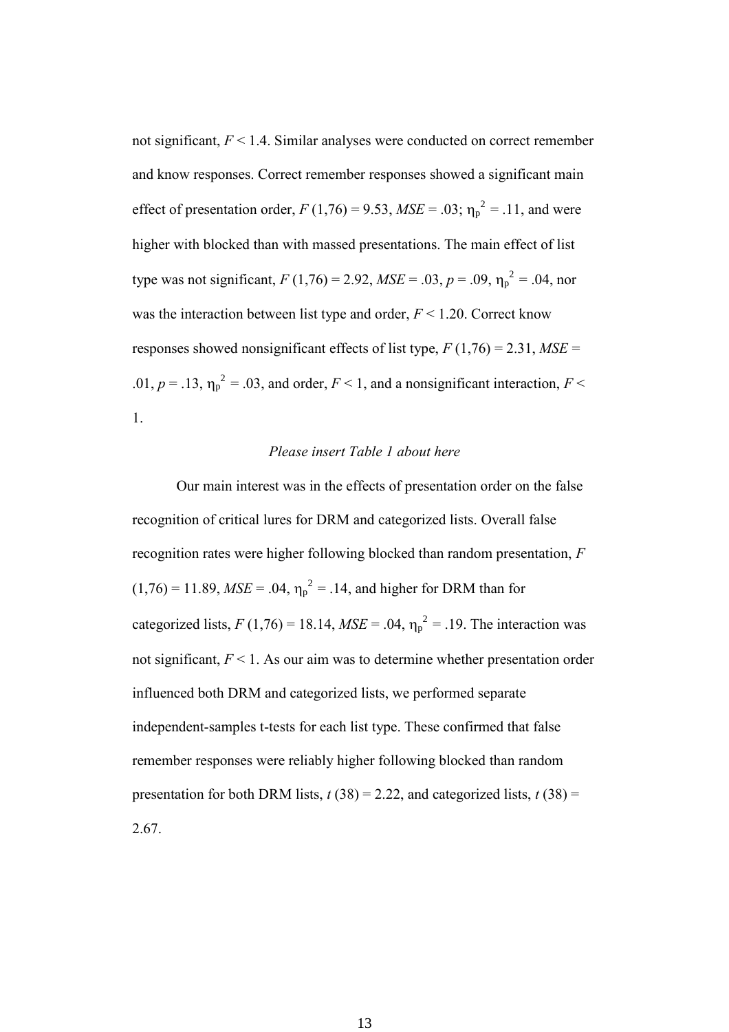not significant, $F < 1.4$. Similar analyses were conducted on correct remember and know responses. Correct remember responses showed a significant main effect of presentation order, $F\ (1,76) = 9.53$, $MSE = .03$; $\eta_p^2 = .11$, and were higher with blocked than with massed presentations. The main effect of list type was not significant, $F\ (1,76) = 2.92$, $MSE = .03$, $p = .09$, $\eta_p^2 = .04$, nor was the interaction between list type and order, $F < 1.20$. Correct know responses showed nonsignificant effects of list type, $F\ (1,76) = 2.31$, $MSE = .01$, $p = .13$, $\eta_p^2 = .03$, and order, $F < 1$, and a nonsignificant interaction, $F < 1$.

*Please insert Table 1 about here*

Our main interest was in the effects of presentation order on the false recognition of critical lures for DRM and categorized lists. Overall false recognition rates were higher following blocked than random presentation, $F\ (1,76) = 11.89$, $MSE = .04$, $\eta_p^2 = .14$, and higher for DRM than for categorized lists, $F\ (1,76) = 18.14$, $MSE = .04$, $\eta_p^2 = .19$. The interaction was not significant, $F < 1$. As our aim was to determine whether presentation order influenced both DRM and categorized lists, we performed separate independent-samples t-tests for each list type. These confirmed that false remember responses were reliably higher following blocked than random presentation for both DRM lists, $t\ (38) = 2.22$, and categorized lists, $t\ (38) = 2.67$.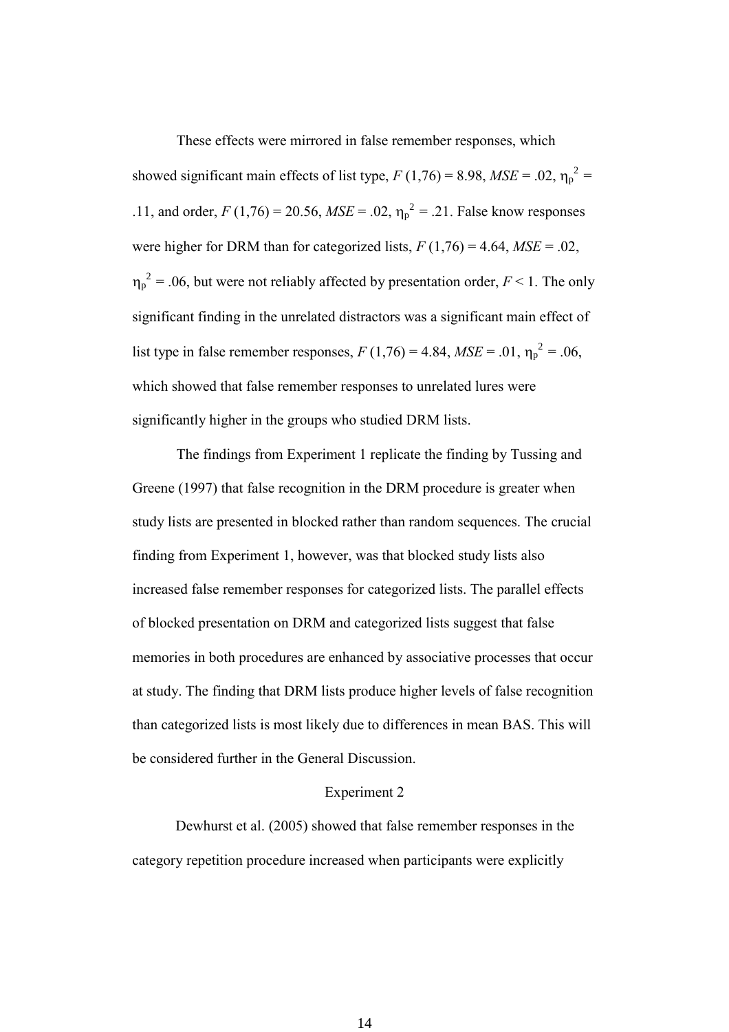These effects were mirrored in false remember responses, which showed significant main effects of list type, $F\ (1,76) = 8.98$, $MSE = .02$, $\eta_p^2 = .11$, and order, $F\ (1,76) = 20.56$, $MSE = .02$, $\eta_p^2 = .21$. False know responses were higher for DRM than for categorized lists, $F\ (1,76) = 4.64$, $MSE = .02$, $\eta_p^2 = .06$, but were not reliably affected by presentation order, $F < 1$. The only significant finding in the unrelated distractors was a significant main effect of list type in false remember responses, $F\ (1,76) = 4.84$, $MSE = .01$, $\eta_p^2 = .06$, which showed that false remember responses to unrelated lures were significantly higher in the groups who studied DRM lists.

The findings from Experiment 1 replicate the finding by Tussing and Greene (1997) that false recognition in the DRM procedure is greater when study lists are presented in blocked rather than random sequences. The crucial finding from Experiment 1, however, was that blocked study lists also increased false remember responses for categorized lists. The parallel effects of blocked presentation on DRM and categorized lists suggest that false memories in both procedures are enhanced by associative processes that occur at study. The finding that DRM lists produce higher levels of false recognition than categorized lists is most likely due to differences in mean BAS. This will be considered further in the General Discussion.

## Experiment 2

Dewhurst et al. (2005) showed that false remember responses in the category repetition procedure increased when participants were explicitly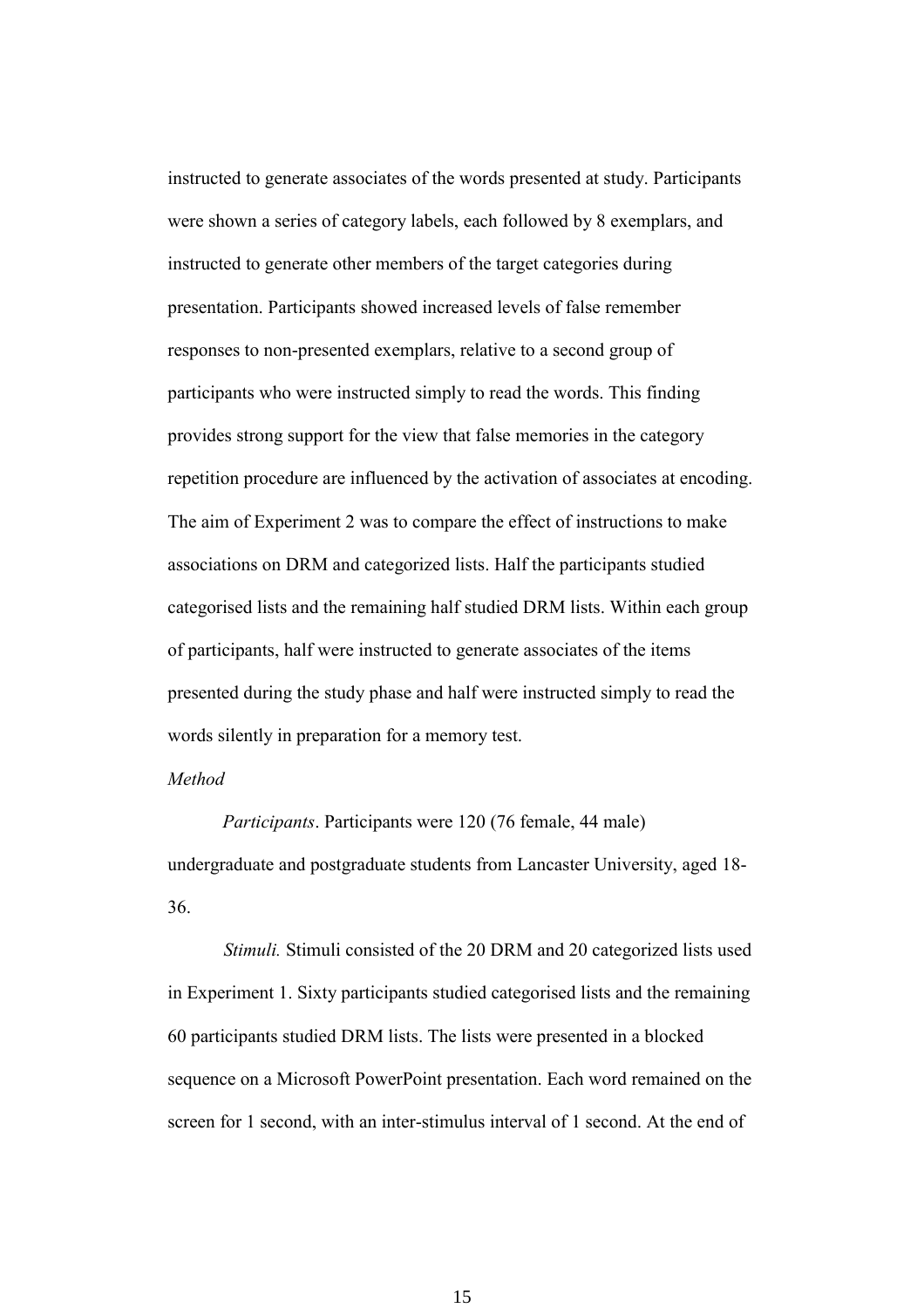instructed to generate associates of the words presented at study. Participants were shown a series of category labels, each followed by 8 exemplars, and instructed to generate other members of the target categories during presentation. Participants showed increased levels of false remember responses to non-presented exemplars, relative to a second group of participants who were instructed simply to read the words. This finding provides strong support for the view that false memories in the category repetition procedure are influenced by the activation of associates at encoding. The aim of Experiment 2 was to compare the effect of instructions to make associations on DRM and categorized lists. Half the participants studied categorised lists and the remaining half studied DRM lists. Within each group of participants, half were instructed to generate associates of the items presented during the study phase and half were instructed simply to read the words silently in preparation for a memory test.

*Method*

*Participants*. Participants were 120 (76 female, 44 male) undergraduate and postgraduate students from Lancaster University, aged 18-36.

*Stimuli.* Stimuli consisted of the 20 DRM and 20 categorized lists used in Experiment 1. Sixty participants studied categorised lists and the remaining 60 participants studied DRM lists. The lists were presented in a blocked sequence on a Microsoft PowerPoint presentation. Each word remained on the screen for 1 second, with an inter-stimulus interval of 1 second. At the end of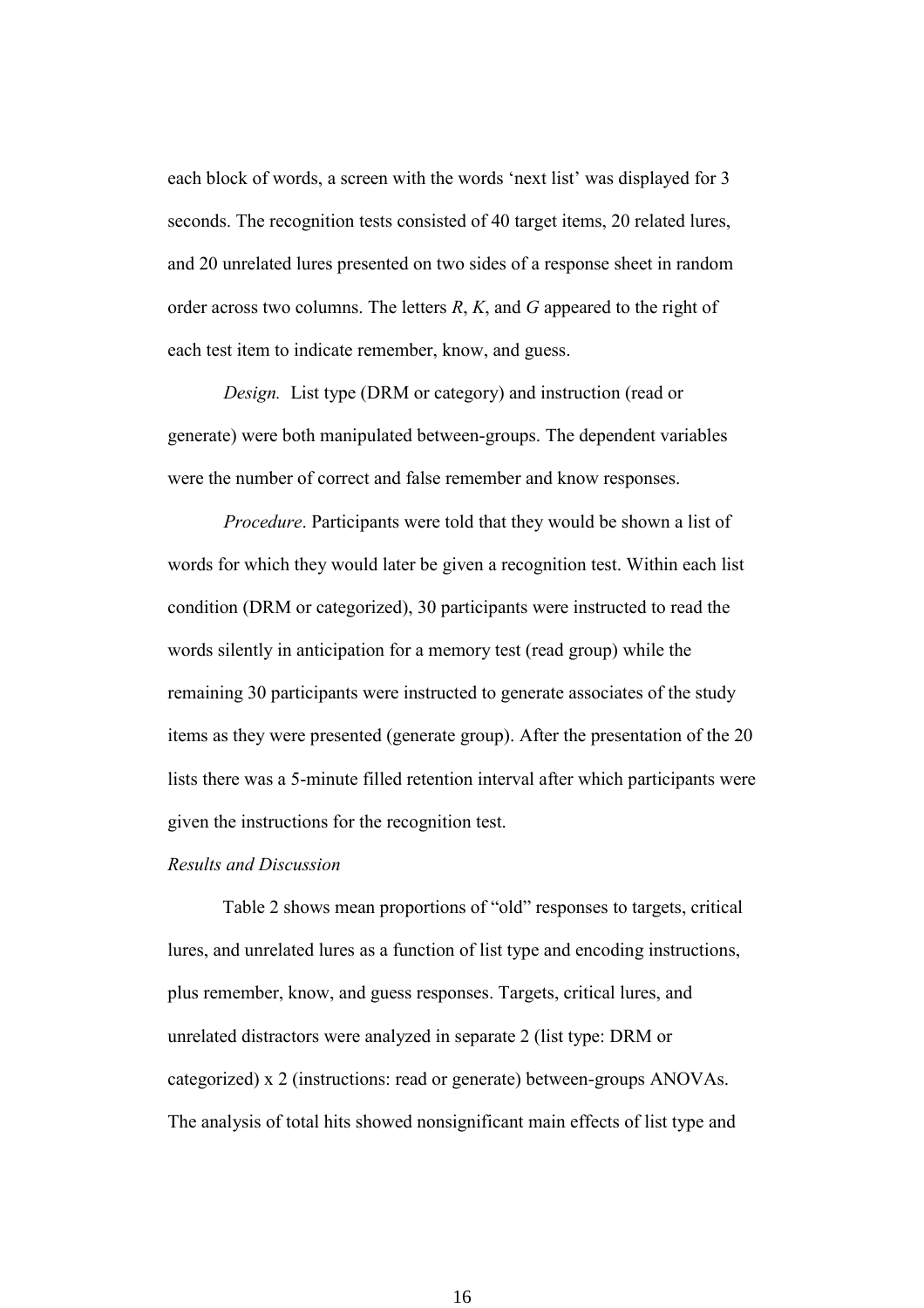each block of words, a screen with the words 'next list' was displayed for 3 seconds. The recognition tests consisted of 40 target items, 20 related lures, and 20 unrelated lures presented on two sides of a response sheet in random order across two columns. The letters *R*, *K*, and *G* appeared to the right of each test item to indicate remember, know, and guess.

*Design.* List type (DRM or category) and instruction (read or generate) were both manipulated between-groups. The dependent variables were the number of correct and false remember and know responses.

*Procedure*. Participants were told that they would be shown a list of words for which they would later be given a recognition test. Within each list condition (DRM or categorized), 30 participants were instructed to read the words silently in anticipation for a memory test (read group) while the remaining 30 participants were instructed to generate associates of the study items as they were presented (generate group). After the presentation of the 20 lists there was a 5-minute filled retention interval after which participants were given the instructions for the recognition test.

*Results and Discussion*

Table 2 shows mean proportions of "old" responses to targets, critical lures, and unrelated lures as a function of list type and encoding instructions, plus remember, know, and guess responses. Targets, critical lures, and unrelated distractors were analyzed in separate 2 (list type: DRM or categorized) x 2 (instructions: read or generate) between-groups ANOVAs. The analysis of total hits showed nonsignificant main effects of list type and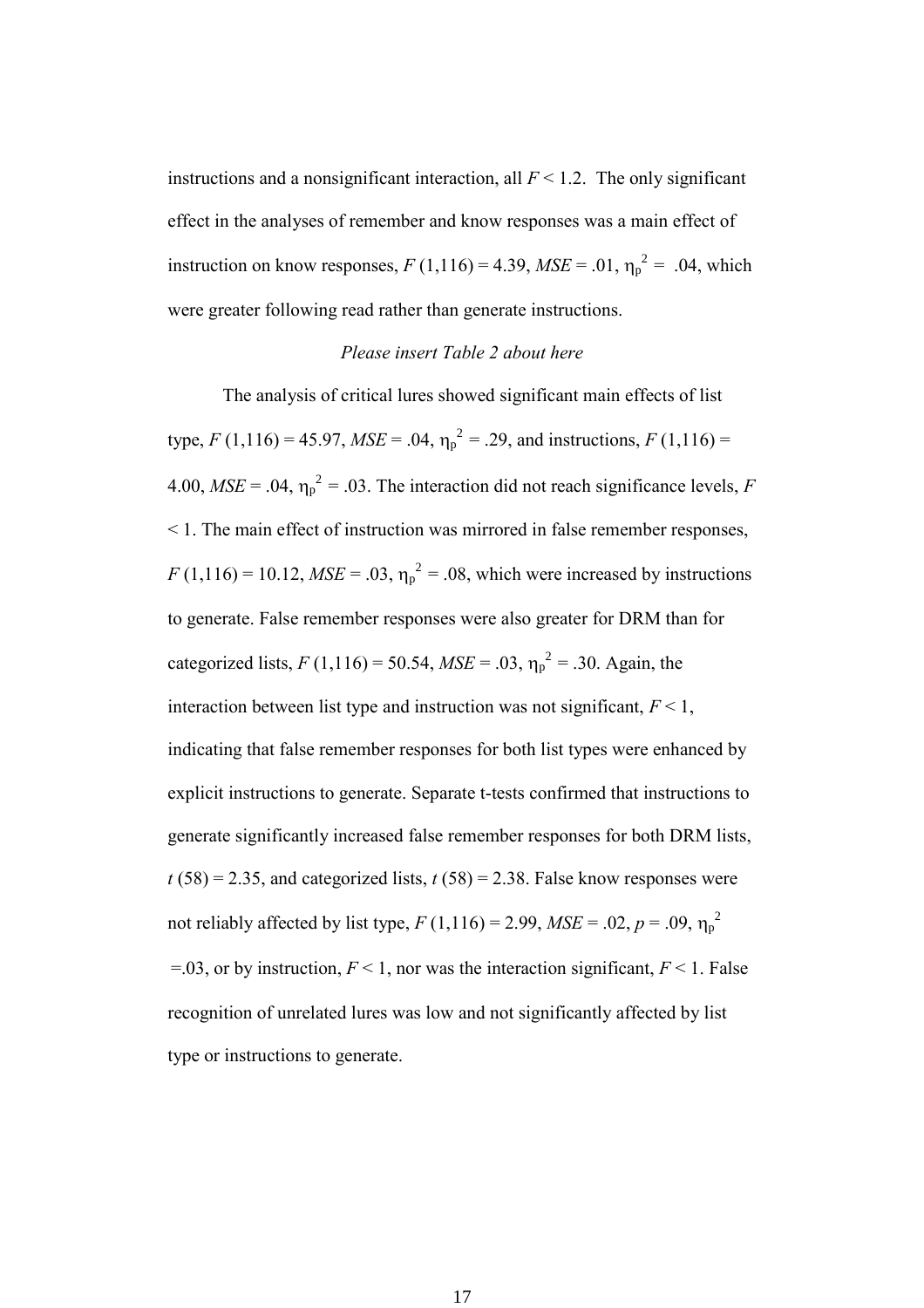instructions and a nonsignificant interaction, all $F < 1.2$. The only significant effect in the analyses of remember and know responses was a main effect of instruction on know responses, $F(1,116) = 4.39$, $MSE = .01$, $\eta_p^2 = .04$, which were greater following read rather than generate instructions.

*Please insert Table 2 about here*

The analysis of critical lures showed significant main effects of list type, $F(1,116) = 45.97$, $MSE = .04$, $\eta_p^2 = .29$, and instructions, $F(1,116) = 4.00$, $MSE = .04$, $\eta_p^2 = .03$. The interaction did not reach significance levels, $F < 1$. The main effect of instruction was mirrored in false remember responses, $F(1,116) = 10.12$, $MSE = .03$, $\eta_p^2 = .08$, which were increased by instructions to generate. False remember responses were also greater for DRM than for categorized lists, $F(1,116) = 50.54$, $MSE = .03$, $\eta_p^2 = .30$. Again, the interaction between list type and instruction was not significant, $F < 1$, indicating that false remember responses for both list types were enhanced by explicit instructions to generate. Separate t-tests confirmed that instructions to generate significantly increased false remember responses for both DRM lists, $t(58) = 2.35$, and categorized lists, $t(58) = 2.38$. False know responses were not reliably affected by list type, $F(1,116) = 2.99$, $MSE = .02$, $p = .09$, $\eta_p^2 = .03$, or by instruction, $F < 1$, nor was the interaction significant, $F < 1$. False recognition of unrelated lures was low and not significantly affected by list type or instructions to generate.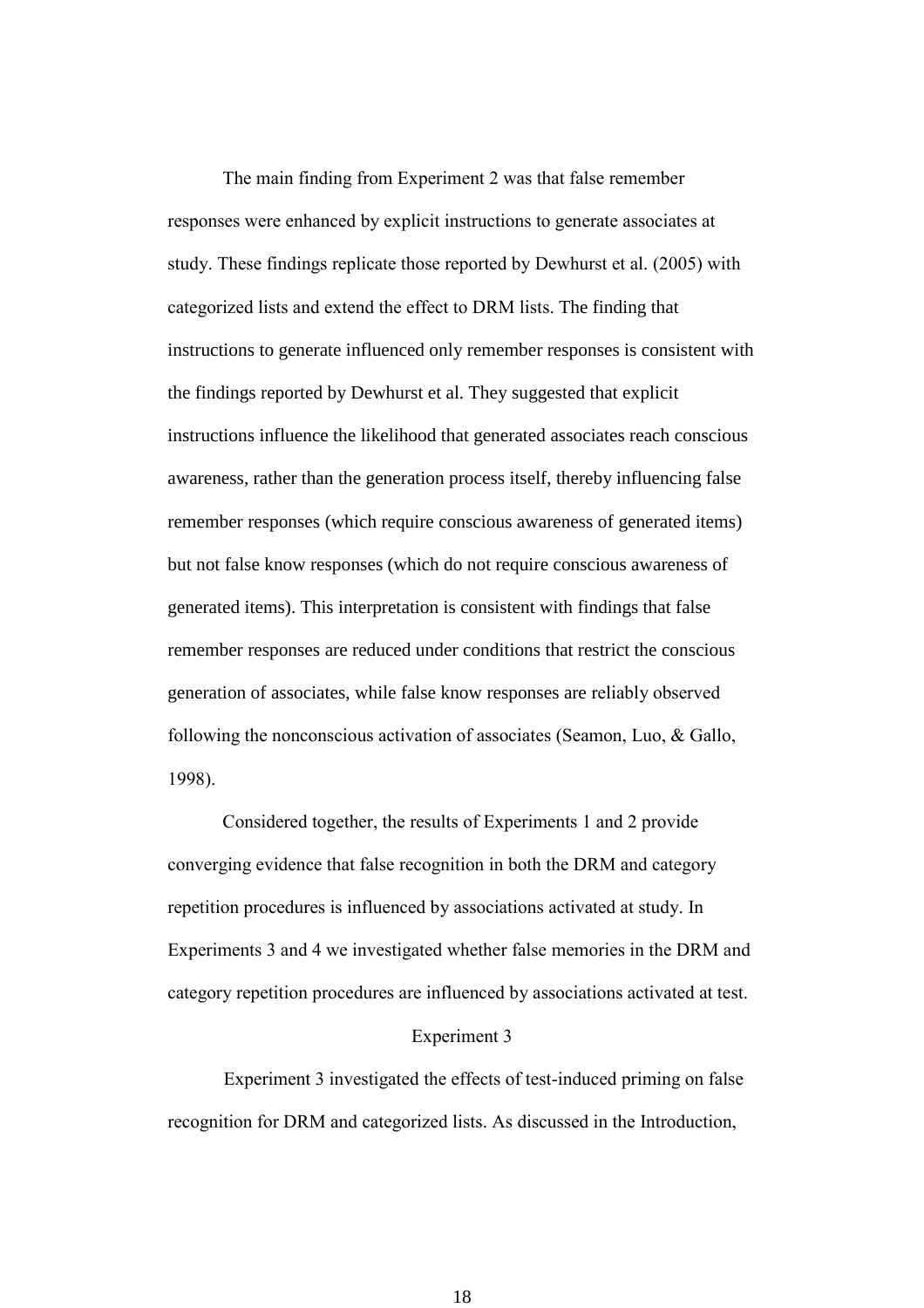The main finding from Experiment 2 was that false remember responses were enhanced by explicit instructions to generate associates at study. These findings replicate those reported by Dewhurst et al. (2005) with categorized lists and extend the effect to DRM lists. The finding that instructions to generate influenced only remember responses is consistent with the findings reported by Dewhurst et al. They suggested that explicit instructions influence the likelihood that generated associates reach conscious awareness, rather than the generation process itself, thereby influencing false remember responses (which require conscious awareness of generated items) but not false know responses (which do not require conscious awareness of generated items). This interpretation is consistent with findings that false remember responses are reduced under conditions that restrict the conscious generation of associates, while false know responses are reliably observed following the nonconscious activation of associates (Seamon, Luo, & Gallo, 1998).

Considered together, the results of Experiments 1 and 2 provide converging evidence that false recognition in both the DRM and category repetition procedures is influenced by associations activated at study. In Experiments 3 and 4 we investigated whether false memories in the DRM and category repetition procedures are influenced by associations activated at test.

## Experiment 3

Experiment 3 investigated the effects of test-induced priming on false recognition for DRM and categorized lists. As discussed in the Introduction,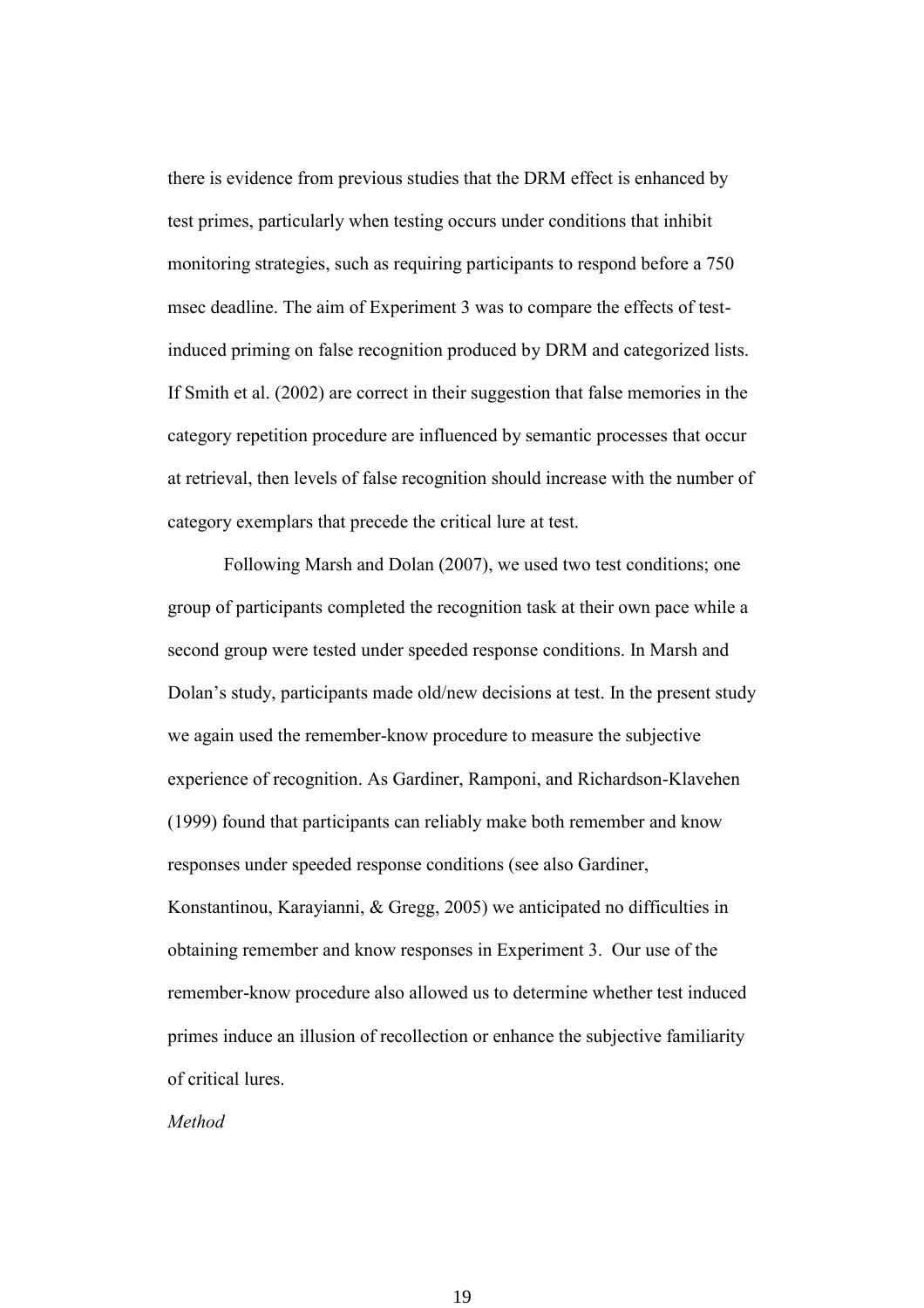there is evidence from previous studies that the DRM effect is enhanced by test primes, particularly when testing occurs under conditions that inhibit monitoring strategies, such as requiring participants to respond before a 750 msec deadline. The aim of Experiment 3 was to compare the effects of test-induced priming on false recognition produced by DRM and categorized lists. If Smith et al. (2002) are correct in their suggestion that false memories in the category repetition procedure are influenced by semantic processes that occur at retrieval, then levels of false recognition should increase with the number of category exemplars that precede the critical lure at test.

Following Marsh and Dolan (2007), we used two test conditions; one group of participants completed the recognition task at their own pace while a second group were tested under speeded response conditions. In Marsh and Dolan's study, participants made old/new decisions at test. In the present study we again used the remember-know procedure to measure the subjective experience of recognition. As Gardiner, Ramponi, and Richardson-Klavehen (1999) found that participants can reliably make both remember and know responses under speeded response conditions (see also Gardiner, Konstantinou, Karayianni, & Gregg, 2005) we anticipated no difficulties in obtaining remember and know responses in Experiment 3. Our use of the remember-know procedure also allowed us to determine whether test induced primes induce an illusion of recollection or enhance the subjective familiarity of critical lures.

*Method*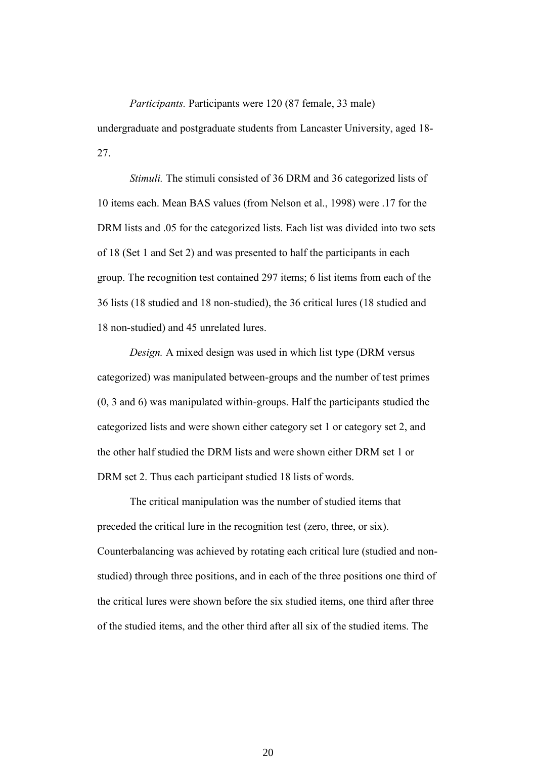*Participants.* Participants were 120 (87 female, 33 male) undergraduate and postgraduate students from Lancaster University, aged 18-27.

*Stimuli.* The stimuli consisted of 36 DRM and 36 categorized lists of 10 items each. Mean BAS values (from Nelson et al., 1998) were .17 for the DRM lists and .05 for the categorized lists. Each list was divided into two sets of 18 (Set 1 and Set 2) and was presented to half the participants in each group. The recognition test contained 297 items; 6 list items from each of the 36 lists (18 studied and 18 non-studied), the 36 critical lures (18 studied and 18 non-studied) and 45 unrelated lures.

*Design.* A mixed design was used in which list type (DRM versus categorized) was manipulated between-groups and the number of test primes (0, 3 and 6) was manipulated within-groups. Half the participants studied the categorized lists and were shown either category set 1 or category set 2, and the other half studied the DRM lists and were shown either DRM set 1 or DRM set 2. Thus each participant studied 18 lists of words.

The critical manipulation was the number of studied items that preceded the critical lure in the recognition test (zero, three, or six). Counterbalancing was achieved by rotating each critical lure (studied and non-studied) through three positions, and in each of the three positions one third of the critical lures were shown before the six studied items, one third after three of the studied items, and the other third after all six of the studied items. The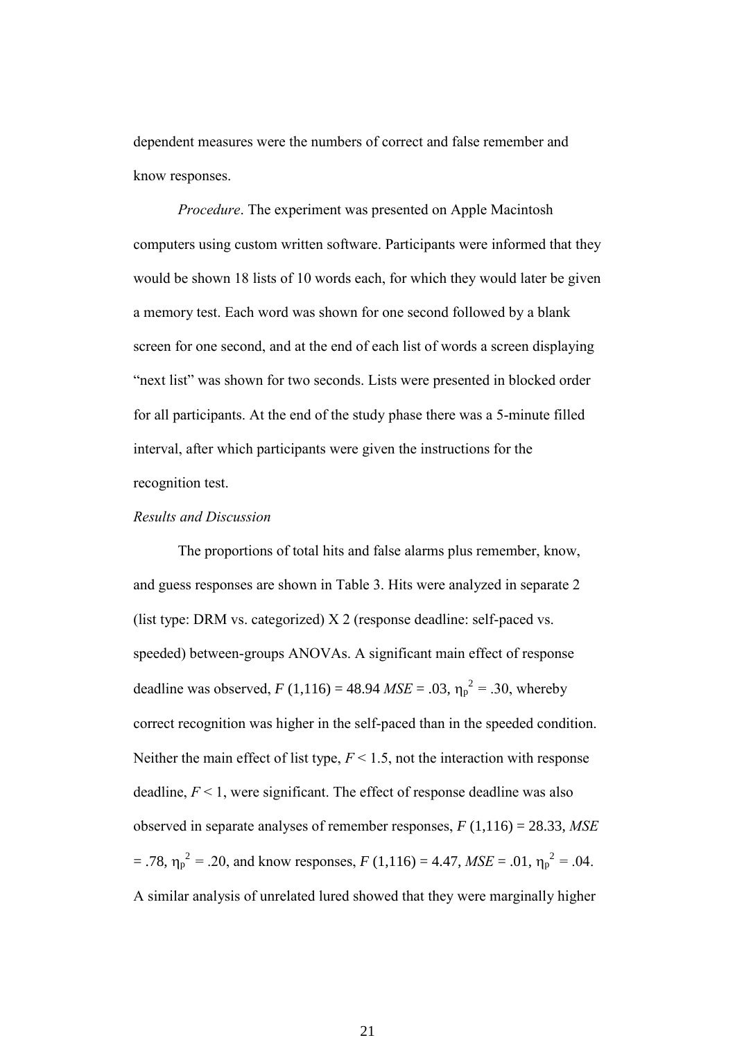dependent measures were the numbers of correct and false remember and know responses.

*Procedure*. The experiment was presented on Apple Macintosh computers using custom written software. Participants were informed that they would be shown 18 lists of 10 words each, for which they would later be given a memory test. Each word was shown for one second followed by a blank screen for one second, and at the end of each list of words a screen displaying "next list" was shown for two seconds. Lists were presented in blocked order for all participants. At the end of the study phase there was a 5-minute filled interval, after which participants were given the instructions for the recognition test.

*Results and Discussion*

The proportions of total hits and false alarms plus remember, know, and guess responses are shown in Table 3. Hits were analyzed in separate 2 (list type: DRM vs. categorized) X 2 (response deadline: self-paced vs. speeded) between-groups ANOVAs. A significant main effect of response deadline was observed, $F$ (1,116) = 48.94 $MSE$ = .03, $\eta_p^2$ = .30, whereby correct recognition was higher in the self-paced than in the speeded condition. Neither the main effect of list type, $F$ < 1.5, not the interaction with response deadline, $F$ < 1, were significant. The effect of response deadline was also observed in separate analyses of remember responses, $F$ (1,116) = 28.33, $MSE$ = .78, $\eta_p^2$ = .20, and know responses, $F$ (1,116) = 4.47, $MSE$ = .01, $\eta_p^2$ = .04. A similar analysis of unrelated lured showed that they were marginally higher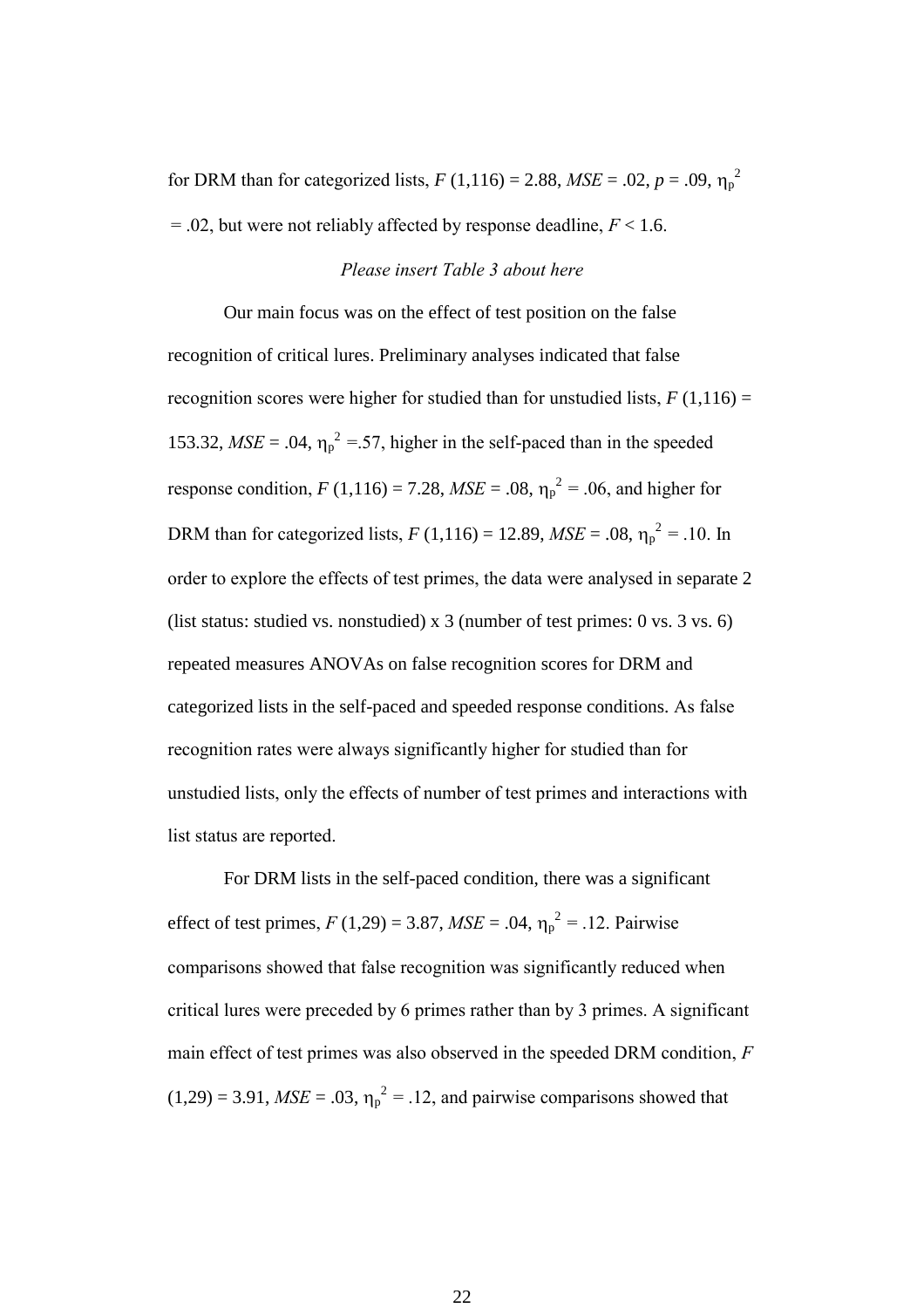for DRM than for categorized lists, $F$ (1,116) = 2.88, $MSE$ = .02, $p$ = .09, $\eta_p^2$ = .02, but were not reliably affected by response deadline, $F$ < 1.6.

*Please insert Table 3 about here*

Our main focus was on the effect of test position on the false recognition of critical lures. Preliminary analyses indicated that false recognition scores were higher for studied than for unstudied lists, $F$ (1,116) = 153.32, $MSE$ = .04, $\eta_p^2$ =.57, higher in the self-paced than in the speeded response condition, $F$ (1,116) = 7.28, $MSE$ = .08, $\eta_p^2$ = .06, and higher for DRM than for categorized lists, $F$ (1,116) = 12.89, $MSE$ = .08, $\eta_p^2$ = .10. In order to explore the effects of test primes, the data were analysed in separate 2 (list status: studied vs. nonstudied) x 3 (number of test primes: 0 vs. 3 vs. 6) repeated measures ANOVAs on false recognition scores for DRM and categorized lists in the self-paced and speeded response conditions. As false recognition rates were always significantly higher for studied than for unstudied lists, only the effects of number of test primes and interactions with list status are reported.

For DRM lists in the self-paced condition, there was a significant effect of test primes, $F$ (1,29) = 3.87, $MSE$ = .04, $\eta_p^2$ = .12. Pairwise comparisons showed that false recognition was significantly reduced when critical lures were preceded by 6 primes rather than by 3 primes. A significant main effect of test primes was also observed in the speeded DRM condition, $F$ (1,29) = 3.91, $MSE$ = .03, $\eta_p^2$ = .12, and pairwise comparisons showed that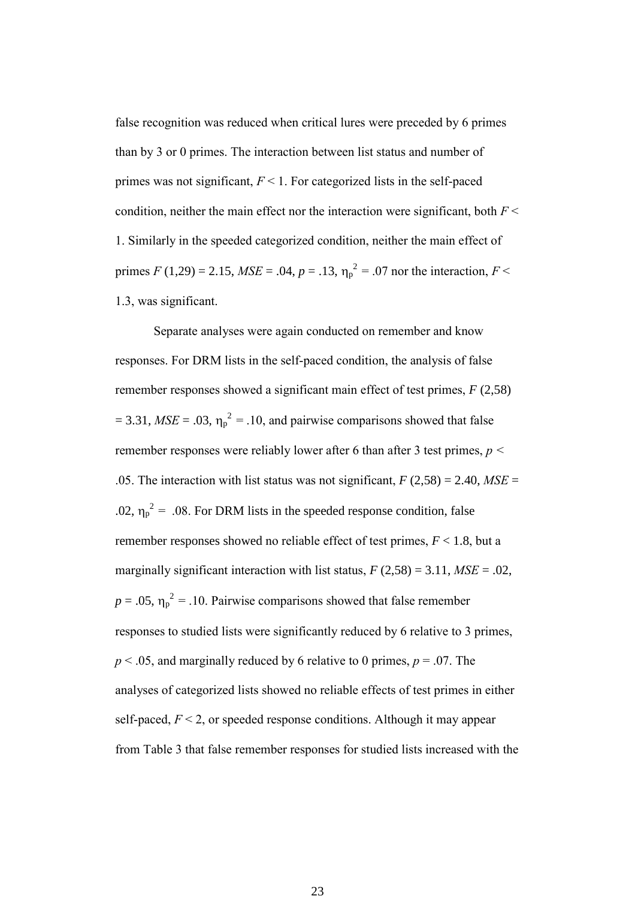false recognition was reduced when critical lures were preceded by 6 primes than by 3 or 0 primes. The interaction between list status and number of primes was not significant, $F < 1$. For categorized lists in the self-paced condition, neither the main effect nor the interaction were significant, both $F < 1$. Similarly in the speeded categorized condition, neither the main effect of primes $F(1,29) = 2.15$, $MSE = .04$, $p = .13$, $\eta_p^2 = .07$ nor the interaction, $F < 1.3$, was significant.

Separate analyses were again conducted on remember and know responses. For DRM lists in the self-paced condition, the analysis of false remember responses showed a significant main effect of test primes, $F(2,58) = 3.31$, $MSE = .03$, $\eta_p^2 = .10$, and pairwise comparisons showed that false remember responses were reliably lower after 6 than after 3 test primes, $p < .05$. The interaction with list status was not significant, $F(2,58) = 2.40$, $MSE = .02$, $\eta_p^2 = .08$. For DRM lists in the speeded response condition, false remember responses showed no reliable effect of test primes, $F < 1.8$, but a marginally significant interaction with list status, $F(2,58) = 3.11$, $MSE = .02$, $p = .05$, $\eta_p^2 = .10$. Pairwise comparisons showed that false remember responses to studied lists were significantly reduced by 6 relative to 3 primes, $p < .05$, and marginally reduced by 6 relative to 0 primes, $p = .07$. The analyses of categorized lists showed no reliable effects of test primes in either self-paced, $F < 2$, or speeded response conditions. Although it may appear from Table 3 that false remember responses for studied lists increased with the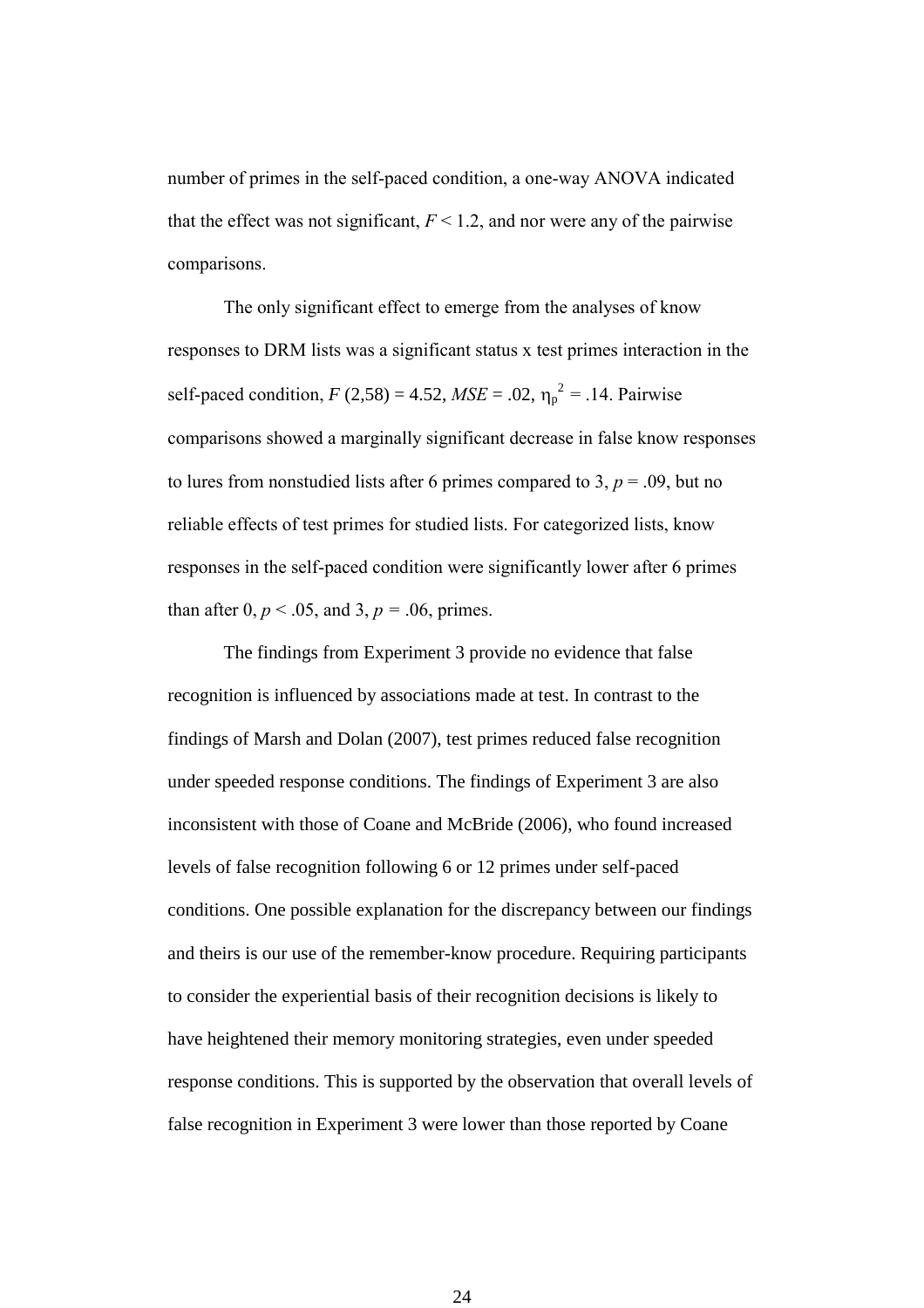number of primes in the self-paced condition, a one-way ANOVA indicated that the effect was not significant, $F < 1.2$, and nor were any of the pairwise comparisons.

The only significant effect to emerge from the analyses of know responses to DRM lists was a significant status x test primes interaction in the self-paced condition, $F\ (2,58) = 4.52$, $MSE = .02$, $\eta_p^2 = .14$. Pairwise comparisons showed a marginally significant decrease in false know responses to lures from nonstudied lists after 6 primes compared to 3, $p = .09$, but no reliable effects of test primes for studied lists. For categorized lists, know responses in the self-paced condition were significantly lower after 6 primes than after 0, $p < .05$, and 3, $p = .06$, primes.

The findings from Experiment 3 provide no evidence that false recognition is influenced by associations made at test. In contrast to the findings of Marsh and Dolan (2007), test primes reduced false recognition under speeded response conditions. The findings of Experiment 3 are also inconsistent with those of Coane and McBride (2006), who found increased levels of false recognition following 6 or 12 primes under self-paced conditions. One possible explanation for the discrepancy between our findings and theirs is our use of the remember-know procedure. Requiring participants to consider the experiential basis of their recognition decisions is likely to have heightened their memory monitoring strategies, even under speeded response conditions. This is supported by the observation that overall levels of false recognition in Experiment 3 were lower than those reported by Coane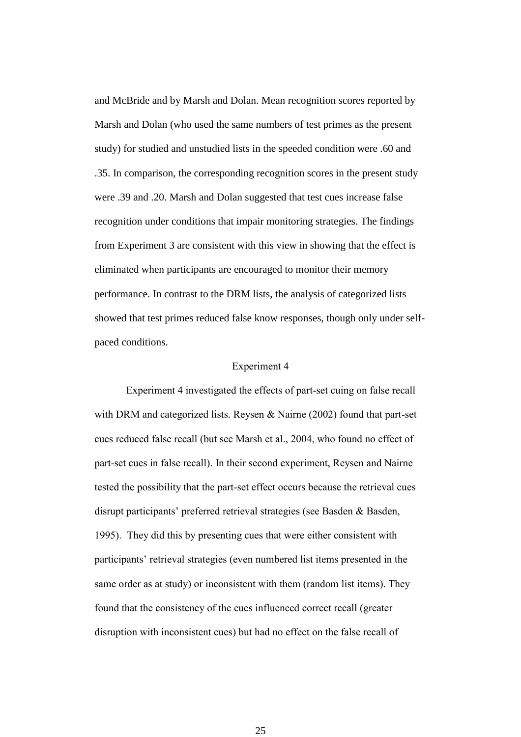and McBride and by Marsh and Dolan. Mean recognition scores reported by Marsh and Dolan (who used the same numbers of test primes as the present study) for studied and unstudied lists in the speeded condition were .60 and .35. In comparison, the corresponding recognition scores in the present study were .39 and .20. Marsh and Dolan suggested that test cues increase false recognition under conditions that impair monitoring strategies. The findings from Experiment 3 are consistent with this view in showing that the effect is eliminated when participants are encouraged to monitor their memory performance. In contrast to the DRM lists, the analysis of categorized lists showed that test primes reduced false know responses, though only under self-paced conditions.

## Experiment 4

Experiment 4 investigated the effects of part-set cuing on false recall with DRM and categorized lists. Reysen & Nairne (2002) found that part-set cues reduced false recall (but see Marsh et al., 2004, who found no effect of part-set cues in false recall). In their second experiment, Reysen and Nairne tested the possibility that the part-set effect occurs because the retrieval cues disrupt participants' preferred retrieval strategies (see Basden & Basden, 1995). They did this by presenting cues that were either consistent with participants' retrieval strategies (even numbered list items presented in the same order as at study) or inconsistent with them (random list items). They found that the consistency of the cues influenced correct recall (greater disruption with inconsistent cues) but had no effect on the false recall of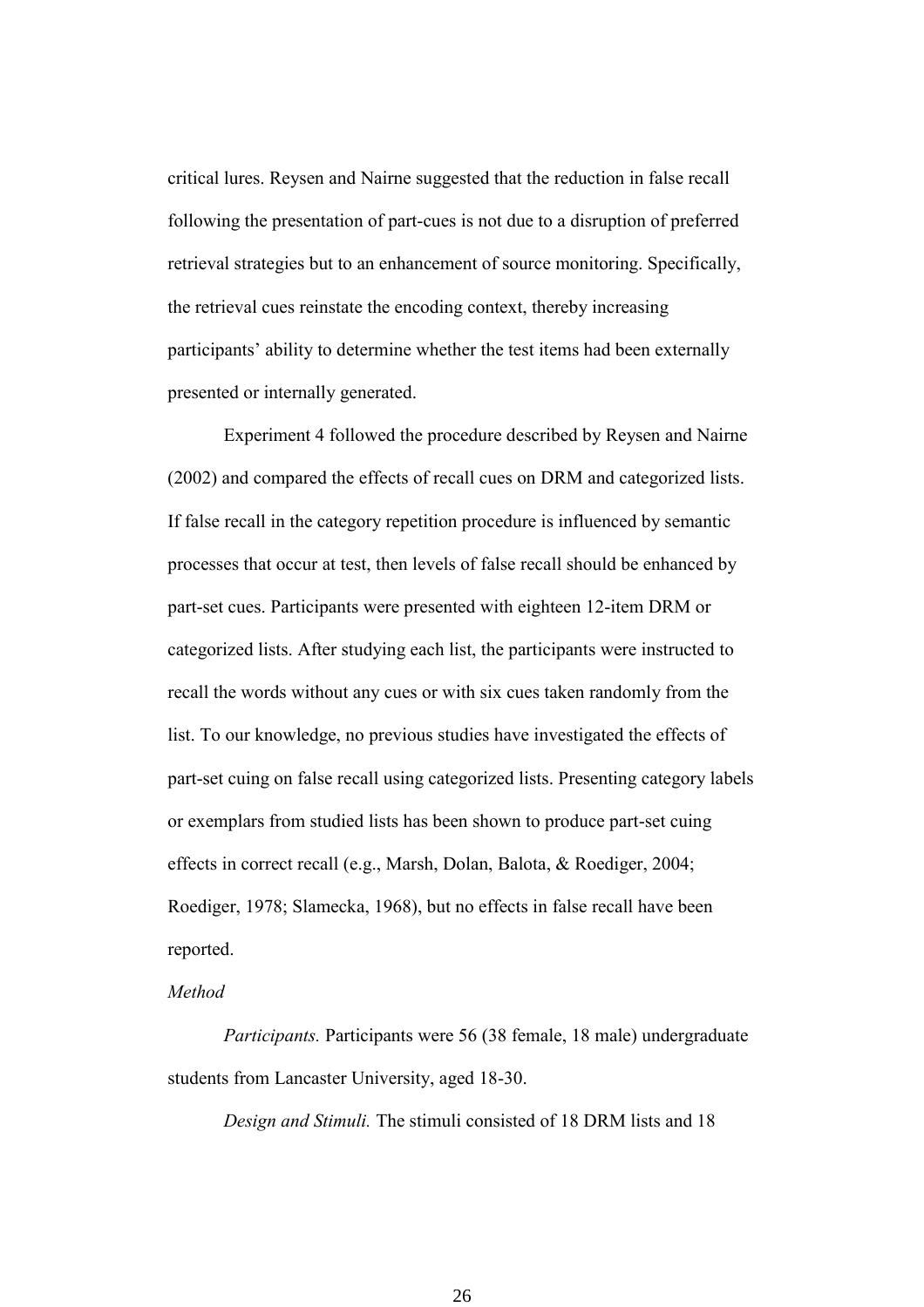critical lures. Reysen and Nairne suggested that the reduction in false recall following the presentation of part-cues is not due to a disruption of preferred retrieval strategies but to an enhancement of source monitoring. Specifically, the retrieval cues reinstate the encoding context, thereby increasing participants' ability to determine whether the test items had been externally presented or internally generated.

Experiment 4 followed the procedure described by Reysen and Nairne (2002) and compared the effects of recall cues on DRM and categorized lists. If false recall in the category repetition procedure is influenced by semantic processes that occur at test, then levels of false recall should be enhanced by part-set cues. Participants were presented with eighteen 12-item DRM or categorized lists. After studying each list, the participants were instructed to recall the words without any cues or with six cues taken randomly from the list. To our knowledge, no previous studies have investigated the effects of part-set cuing on false recall using categorized lists. Presenting category labels or exemplars from studied lists has been shown to produce part-set cuing effects in correct recall (e.g., Marsh, Dolan, Balota, & Roediger, 2004; Roediger, 1978; Slamecka, 1968), but no effects in false recall have been reported.

*Method*

*Participants.* Participants were 56 (38 female, 18 male) undergraduate students from Lancaster University, aged 18-30.

*Design and Stimuli.* The stimuli consisted of 18 DRM lists and 18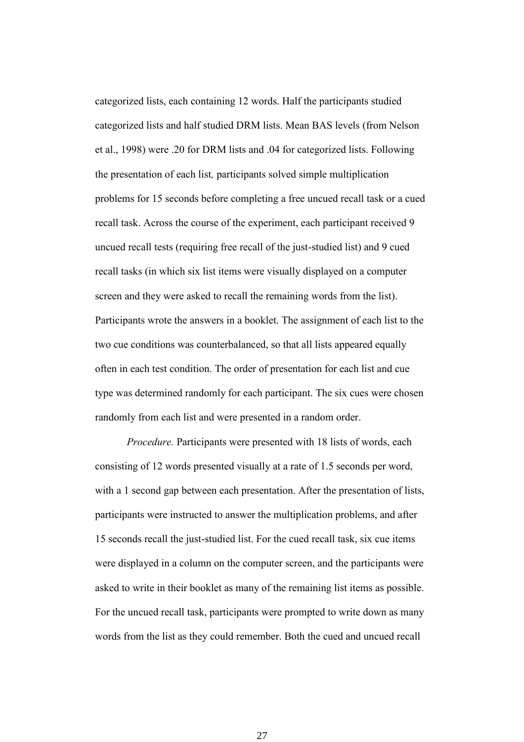categorized lists, each containing 12 words. Half the participants studied categorized lists and half studied DRM lists. Mean BAS levels (from Nelson et al., 1998) were .20 for DRM lists and .04 for categorized lists. Following the presentation of each list*,* participants solved simple multiplication problems for 15 seconds before completing a free uncued recall task or a cued recall task. Across the course of the experiment, each participant received 9 uncued recall tests (requiring free recall of the just-studied list) and 9 cued recall tasks (in which six list items were visually displayed on a computer screen and they were asked to recall the remaining words from the list). Participants wrote the answers in a booklet. The assignment of each list to the two cue conditions was counterbalanced, so that all lists appeared equally often in each test condition. The order of presentation for each list and cue type was determined randomly for each participant. The six cues were chosen randomly from each list and were presented in a random order.

*Procedure.* Participants were presented with 18 lists of words, each consisting of 12 words presented visually at a rate of 1.5 seconds per word, with a 1 second gap between each presentation. After the presentation of lists, participants were instructed to answer the multiplication problems, and after 15 seconds recall the just-studied list. For the cued recall task, six cue items were displayed in a column on the computer screen, and the participants were asked to write in their booklet as many of the remaining list items as possible. For the uncued recall task, participants were prompted to write down as many words from the list as they could remember. Both the cued and uncued recall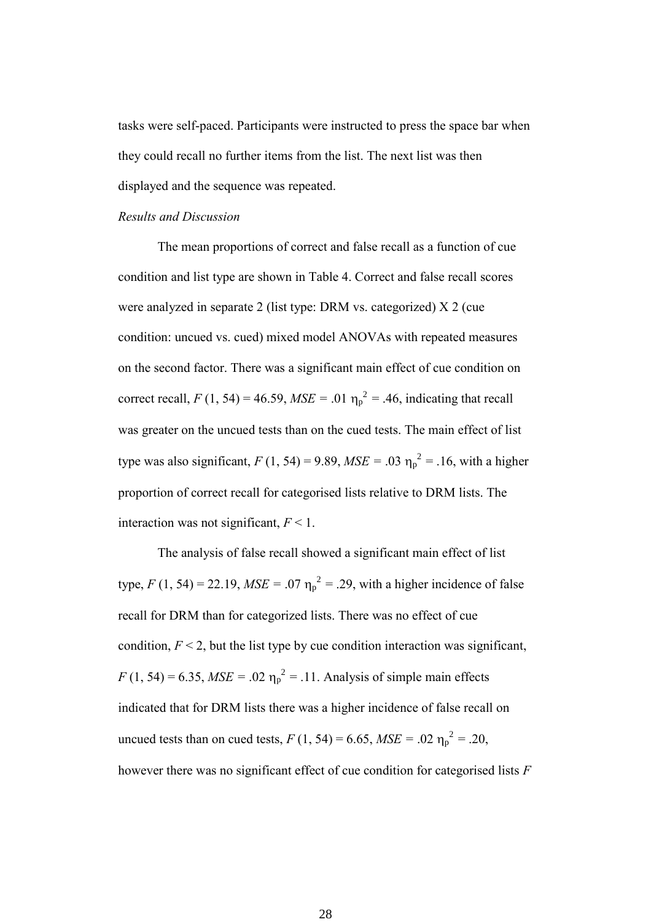tasks were self-paced. Participants were instructed to press the space bar when they could recall no further items from the list. The next list was then displayed and the sequence was repeated.

*Results and Discussion*

The mean proportions of correct and false recall as a function of cue condition and list type are shown in Table 4. Correct and false recall scores were analyzed in separate 2 (list type: DRM vs. categorized) X 2 (cue condition: uncued vs. cued) mixed model ANOVAs with repeated measures on the second factor. There was a significant main effect of cue condition on correct recall, $F$ (1, 54) = 46.59, $MSE$ = .01 $\eta_p^2$ = .46, indicating that recall was greater on the uncued tests than on the cued tests. The main effect of list type was also significant, $F$ (1, 54) = 9.89, $MSE$ = .03 $\eta_p^2$ = .16, with a higher proportion of correct recall for categorised lists relative to DRM lists. The interaction was not significant, $F < 1$.

The analysis of false recall showed a significant main effect of list type, $F$ (1, 54) = 22.19, $MSE$ = .07 $\eta_p^2$ = .29, with a higher incidence of false recall for DRM than for categorized lists. There was no effect of cue condition, $F < 2$, but the list type by cue condition interaction was significant, $F$ (1, 54) = 6.35, $MSE$ = .02 $\eta_p^2$ = .11. Analysis of simple main effects indicated that for DRM lists there was a higher incidence of false recall on uncued tests than on cued tests, $F$ (1, 54) = 6.65, $MSE$ = .02 $\eta_p^2$ = .20, however there was no significant effect of cue condition for categorised lists $F$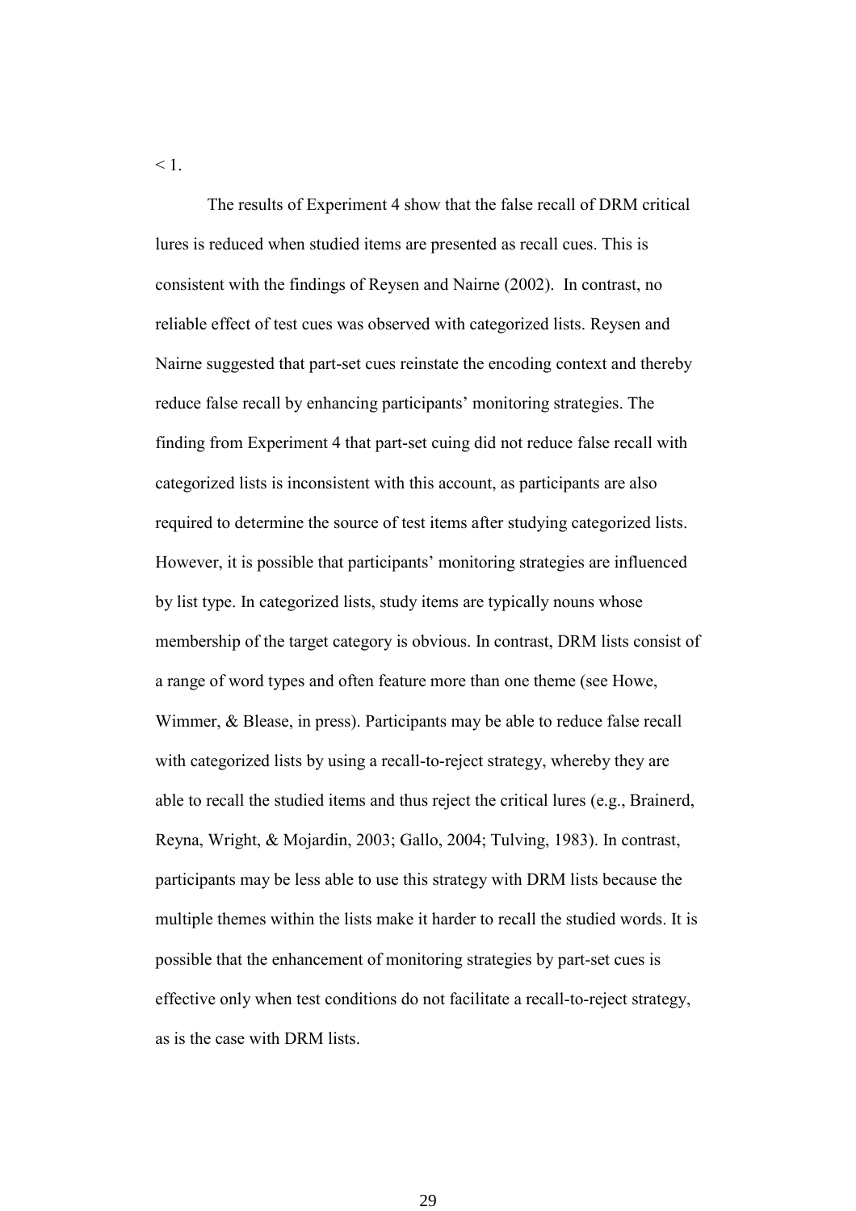$< 1$.

The results of Experiment 4 show that the false recall of DRM critical lures is reduced when studied items are presented as recall cues. This is consistent with the findings of Reysen and Nairne (2002). In contrast, no reliable effect of test cues was observed with categorized lists. Reysen and Nairne suggested that part-set cues reinstate the encoding context and thereby reduce false recall by enhancing participants' monitoring strategies. The finding from Experiment 4 that part-set cuing did not reduce false recall with categorized lists is inconsistent with this account, as participants are also required to determine the source of test items after studying categorized lists. However, it is possible that participants' monitoring strategies are influenced by list type. In categorized lists, study items are typically nouns whose membership of the target category is obvious. In contrast, DRM lists consist of a range of word types and often feature more than one theme (see Howe, Wimmer, & Blease, in press). Participants may be able to reduce false recall with categorized lists by using a recall-to-reject strategy, whereby they are able to recall the studied items and thus reject the critical lures (e.g., Brainerd, Reyna, Wright, & Mojardin, 2003; Gallo, 2004; Tulving, 1983). In contrast, participants may be less able to use this strategy with DRM lists because the multiple themes within the lists make it harder to recall the studied words. It is possible that the enhancement of monitoring strategies by part-set cues is effective only when test conditions do not facilitate a recall-to-reject strategy, as is the case with DRM lists.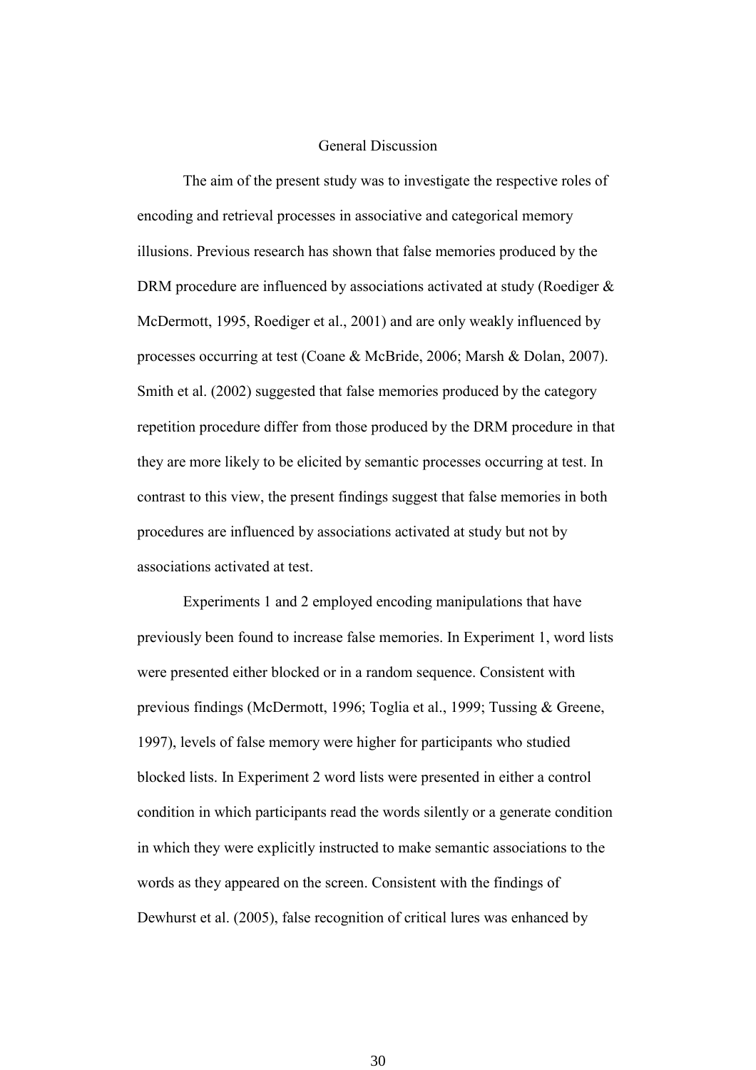## General Discussion

The aim of the present study was to investigate the respective roles of encoding and retrieval processes in associative and categorical memory illusions. Previous research has shown that false memories produced by the DRM procedure are influenced by associations activated at study (Roediger & McDermott, 1995, Roediger et al., 2001) and are only weakly influenced by processes occurring at test (Coane & McBride, 2006; Marsh & Dolan, 2007). Smith et al. (2002) suggested that false memories produced by the category repetition procedure differ from those produced by the DRM procedure in that they are more likely to be elicited by semantic processes occurring at test. In contrast to this view, the present findings suggest that false memories in both procedures are influenced by associations activated at study but not by associations activated at test.

Experiments 1 and 2 employed encoding manipulations that have previously been found to increase false memories. In Experiment 1, word lists were presented either blocked or in a random sequence. Consistent with previous findings (McDermott, 1996; Toglia et al., 1999; Tussing & Greene, 1997), levels of false memory were higher for participants who studied blocked lists. In Experiment 2 word lists were presented in either a control condition in which participants read the words silently or a generate condition in which they were explicitly instructed to make semantic associations to the words as they appeared on the screen. Consistent with the findings of Dewhurst et al. (2005), false recognition of critical lures was enhanced by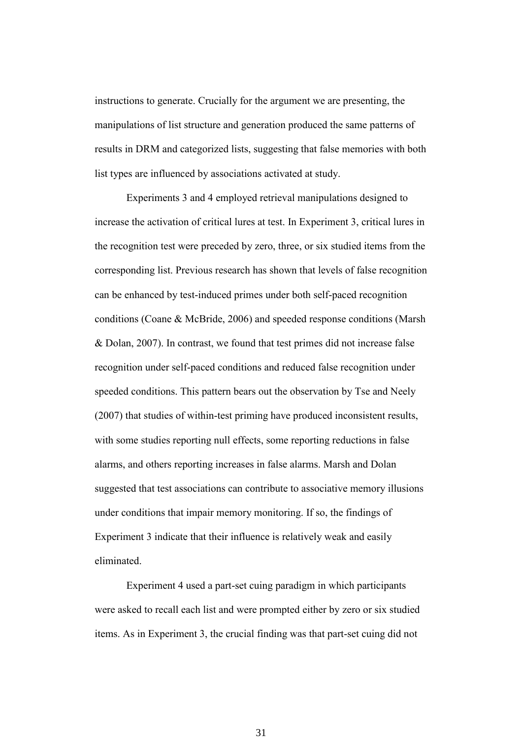instructions to generate. Crucially for the argument we are presenting, the manipulations of list structure and generation produced the same patterns of results in DRM and categorized lists, suggesting that false memories with both list types are influenced by associations activated at study.

Experiments 3 and 4 employed retrieval manipulations designed to increase the activation of critical lures at test. In Experiment 3, critical lures in the recognition test were preceded by zero, three, or six studied items from the corresponding list. Previous research has shown that levels of false recognition can be enhanced by test-induced primes under both self-paced recognition conditions (Coane & McBride, 2006) and speeded response conditions (Marsh & Dolan, 2007). In contrast, we found that test primes did not increase false recognition under self-paced conditions and reduced false recognition under speeded conditions. This pattern bears out the observation by Tse and Neely (2007) that studies of within-test priming have produced inconsistent results, with some studies reporting null effects, some reporting reductions in false alarms, and others reporting increases in false alarms. Marsh and Dolan suggested that test associations can contribute to associative memory illusions under conditions that impair memory monitoring. If so, the findings of Experiment 3 indicate that their influence is relatively weak and easily eliminated.

Experiment 4 used a part-set cuing paradigm in which participants were asked to recall each list and were prompted either by zero or six studied items. As in Experiment 3, the crucial finding was that part-set cuing did not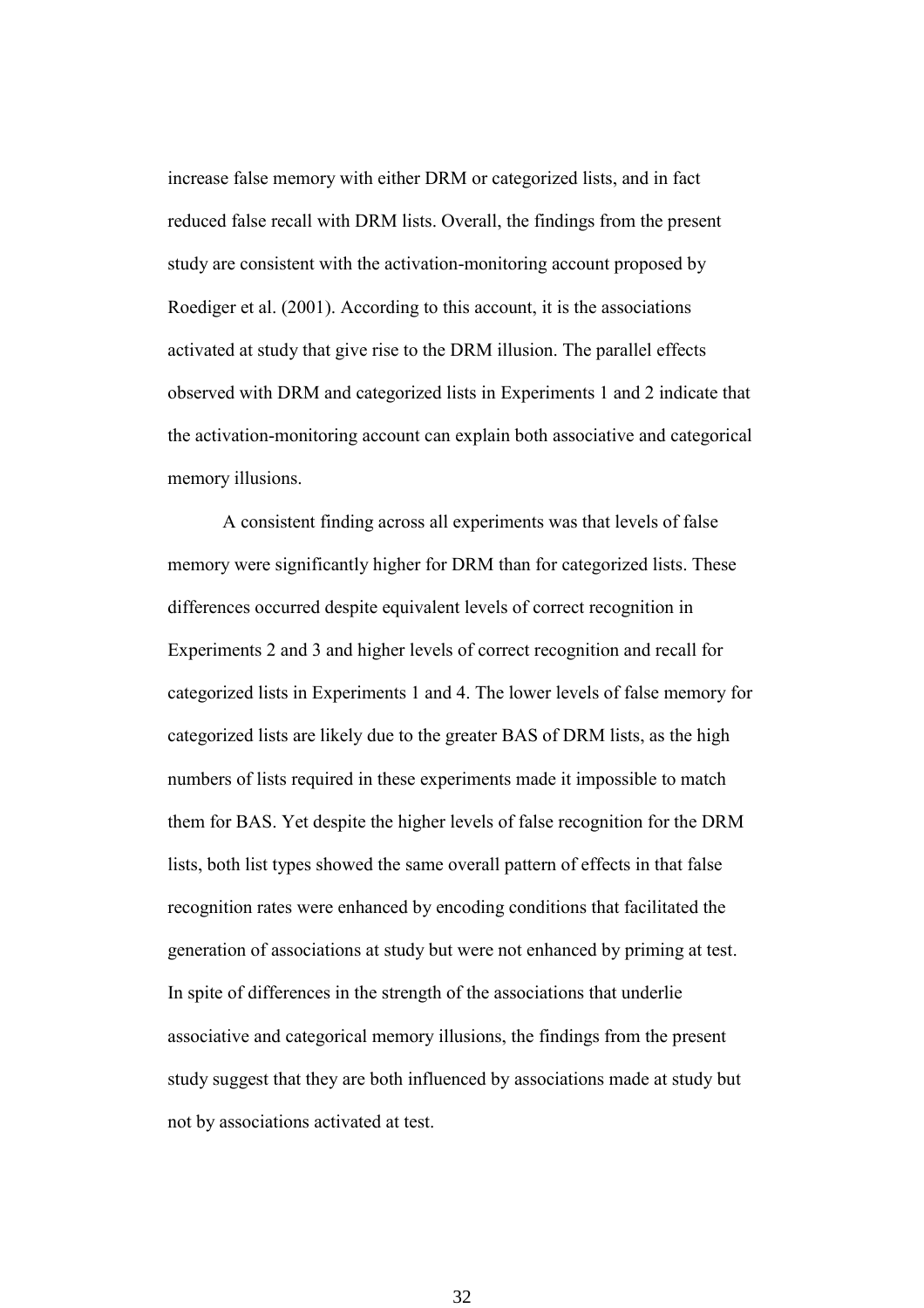increase false memory with either DRM or categorized lists, and in fact reduced false recall with DRM lists. Overall, the findings from the present study are consistent with the activation-monitoring account proposed by Roediger et al. (2001). According to this account, it is the associations activated at study that give rise to the DRM illusion. The parallel effects observed with DRM and categorized lists in Experiments 1 and 2 indicate that the activation-monitoring account can explain both associative and categorical memory illusions.

A consistent finding across all experiments was that levels of false memory were significantly higher for DRM than for categorized lists. These differences occurred despite equivalent levels of correct recognition in Experiments 2 and 3 and higher levels of correct recognition and recall for categorized lists in Experiments 1 and 4. The lower levels of false memory for categorized lists are likely due to the greater BAS of DRM lists, as the high numbers of lists required in these experiments made it impossible to match them for BAS. Yet despite the higher levels of false recognition for the DRM lists, both list types showed the same overall pattern of effects in that false recognition rates were enhanced by encoding conditions that facilitated the generation of associations at study but were not enhanced by priming at test. In spite of differences in the strength of the associations that underlie associative and categorical memory illusions, the findings from the present study suggest that they are both influenced by associations made at study but not by associations activated at test.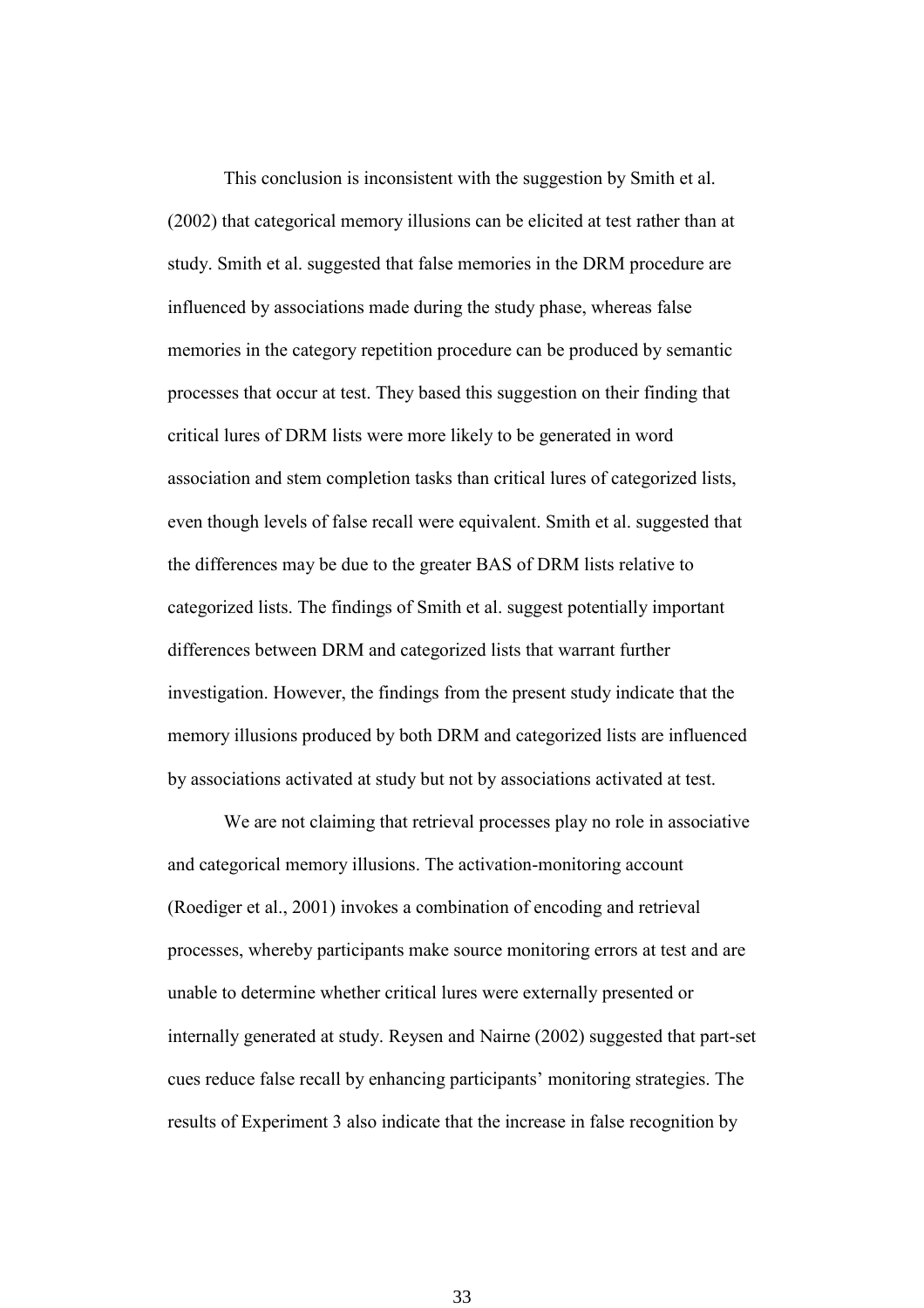This conclusion is inconsistent with the suggestion by Smith et al. (2002) that categorical memory illusions can be elicited at test rather than at study. Smith et al. suggested that false memories in the DRM procedure are influenced by associations made during the study phase, whereas false memories in the category repetition procedure can be produced by semantic processes that occur at test. They based this suggestion on their finding that critical lures of DRM lists were more likely to be generated in word association and stem completion tasks than critical lures of categorized lists, even though levels of false recall were equivalent. Smith et al. suggested that the differences may be due to the greater BAS of DRM lists relative to categorized lists. The findings of Smith et al. suggest potentially important differences between DRM and categorized lists that warrant further investigation. However, the findings from the present study indicate that the memory illusions produced by both DRM and categorized lists are influenced by associations activated at study but not by associations activated at test.

We are not claiming that retrieval processes play no role in associative and categorical memory illusions. The activation-monitoring account (Roediger et al., 2001) invokes a combination of encoding and retrieval processes, whereby participants make source monitoring errors at test and are unable to determine whether critical lures were externally presented or internally generated at study. Reysen and Nairne (2002) suggested that part-set cues reduce false recall by enhancing participants' monitoring strategies. The results of Experiment 3 also indicate that the increase in false recognition by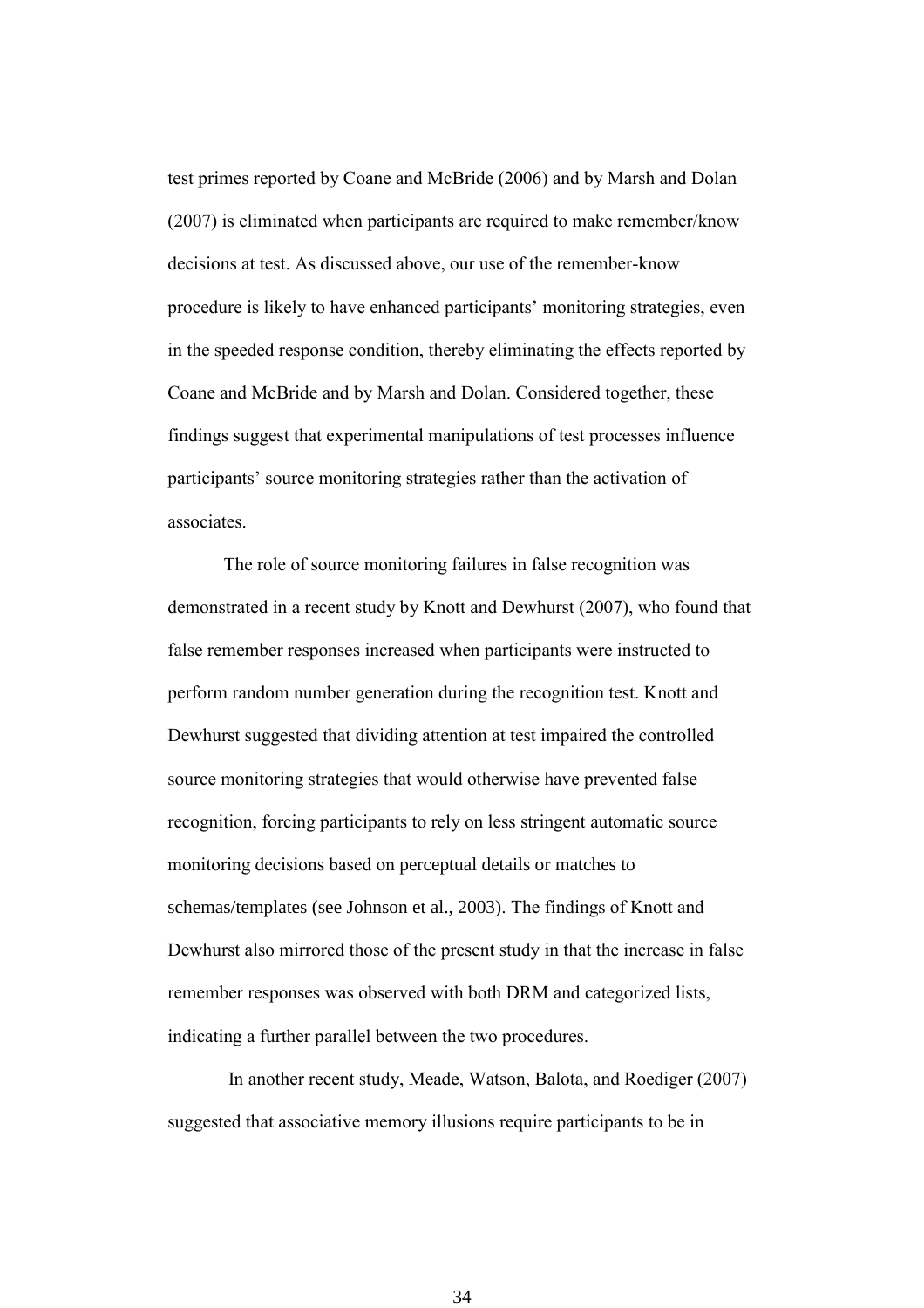test primes reported by Coane and McBride (2006) and by Marsh and Dolan (2007) is eliminated when participants are required to make remember/know decisions at test. As discussed above, our use of the remember-know procedure is likely to have enhanced participants' monitoring strategies, even in the speeded response condition, thereby eliminating the effects reported by Coane and McBride and by Marsh and Dolan. Considered together, these findings suggest that experimental manipulations of test processes influence participants' source monitoring strategies rather than the activation of associates.

The role of source monitoring failures in false recognition was demonstrated in a recent study by Knott and Dewhurst (2007), who found that false remember responses increased when participants were instructed to perform random number generation during the recognition test. Knott and Dewhurst suggested that dividing attention at test impaired the controlled source monitoring strategies that would otherwise have prevented false recognition, forcing participants to rely on less stringent automatic source monitoring decisions based on perceptual details or matches to schemas/templates (see Johnson et al., 2003). The findings of Knott and Dewhurst also mirrored those of the present study in that the increase in false remember responses was observed with both DRM and categorized lists, indicating a further parallel between the two procedures.

In another recent study, Meade, Watson, Balota, and Roediger (2007) suggested that associative memory illusions require participants to be in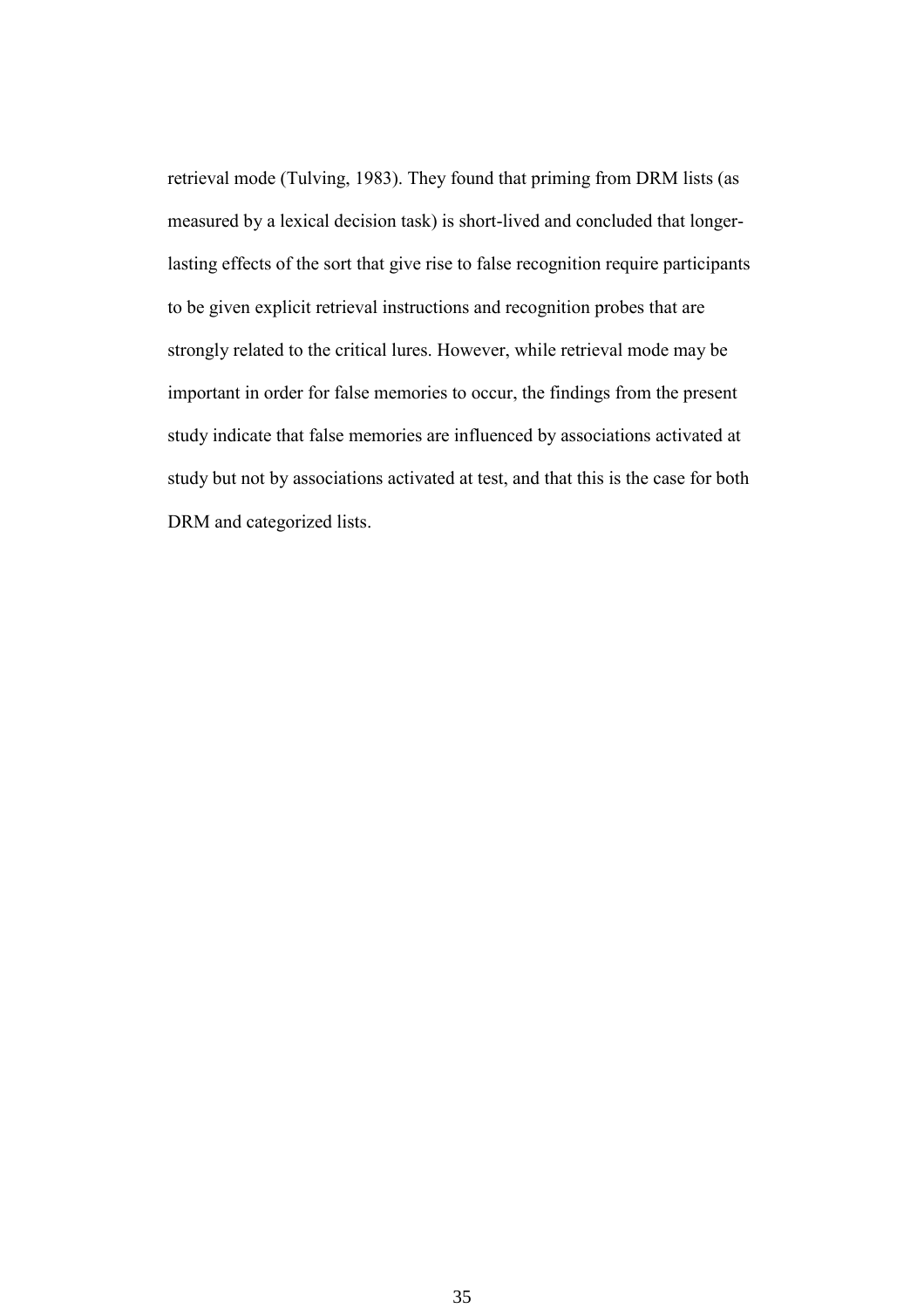retrieval mode (Tulving, 1983). They found that priming from DRM lists (as measured by a lexical decision task) is short-lived and concluded that longer-lasting effects of the sort that give rise to false recognition require participants to be given explicit retrieval instructions and recognition probes that are strongly related to the critical lures. However, while retrieval mode may be important in order for false memories to occur, the findings from the present study indicate that false memories are influenced by associations activated at study but not by associations activated at test, and that this is the case for both DRM and categorized lists.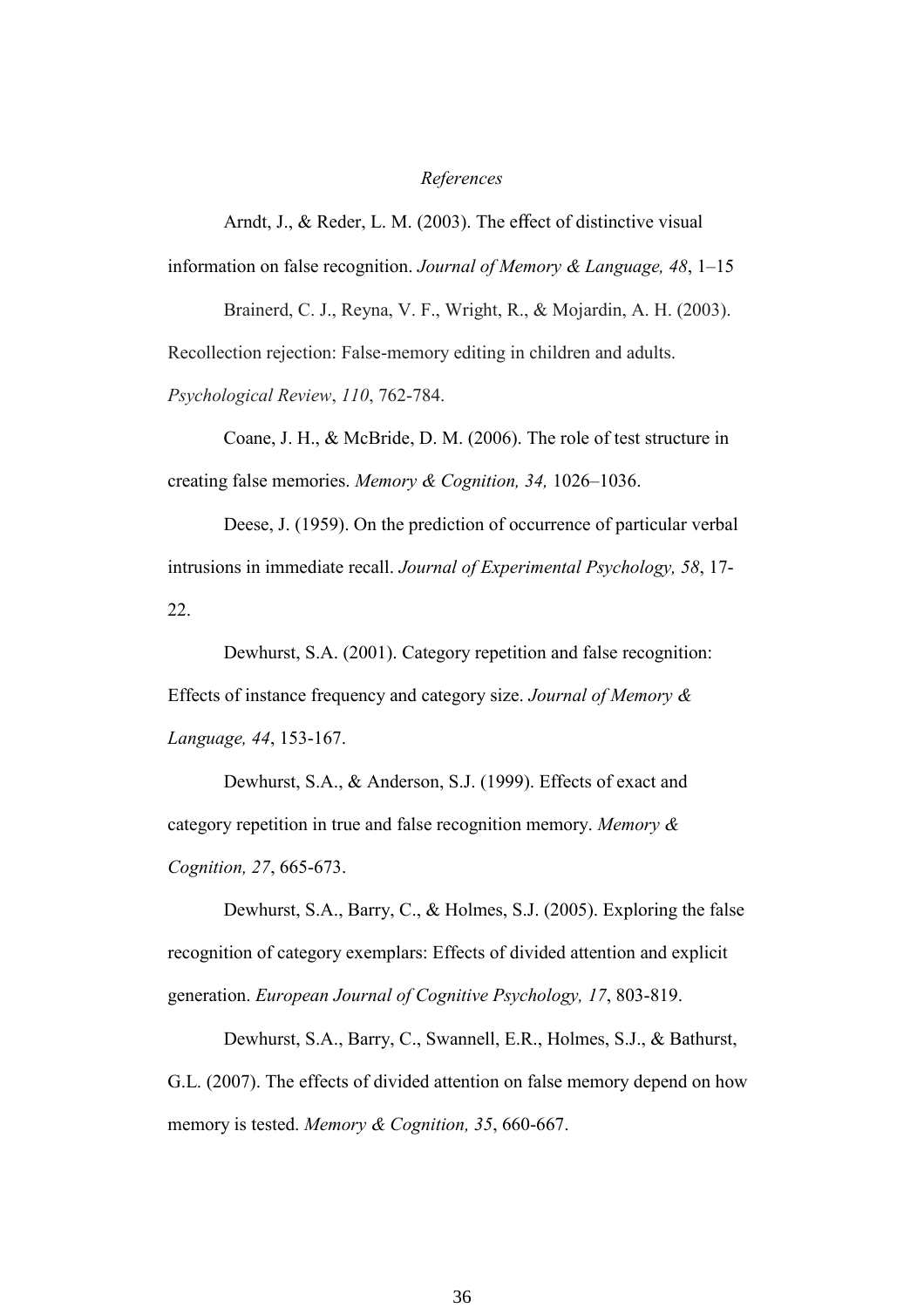*References*

Arndt, J., & Reder, L. M. (2003). The effect of distinctive visual information on false recognition. *Journal of Memory & Language, 48*, 1–15

Brainerd, C. J., Reyna, V. F., Wright, R., & Mojardin, A. H. (2003). Recollection rejection: False-memory editing in children and adults. *Psychological Review*, *110*, 762-784.

Coane, J. H., & McBride, D. M. (2006). The role of test structure in creating false memories. *Memory & Cognition, 34,* 1026–1036.

Deese, J. (1959). On the prediction of occurrence of particular verbal intrusions in immediate recall. *Journal of Experimental Psychology, 58*, 17-22.

Dewhurst, S.A. (2001). Category repetition and false recognition: Effects of instance frequency and category size. *Journal of Memory & Language, 44*, 153-167.

Dewhurst, S.A., & Anderson, S.J. (1999). Effects of exact and category repetition in true and false recognition memory. *Memory & Cognition, 27*, 665-673.

Dewhurst, S.A., Barry, C., & Holmes, S.J. (2005). Exploring the false recognition of category exemplars: Effects of divided attention and explicit generation. *European Journal of Cognitive Psychology, 17*, 803-819.

Dewhurst, S.A., Barry, C., Swannell, E.R., Holmes, S.J., & Bathurst, G.L. (2007). The effects of divided attention on false memory depend on how memory is tested. *Memory & Cognition, 35*, 660-667.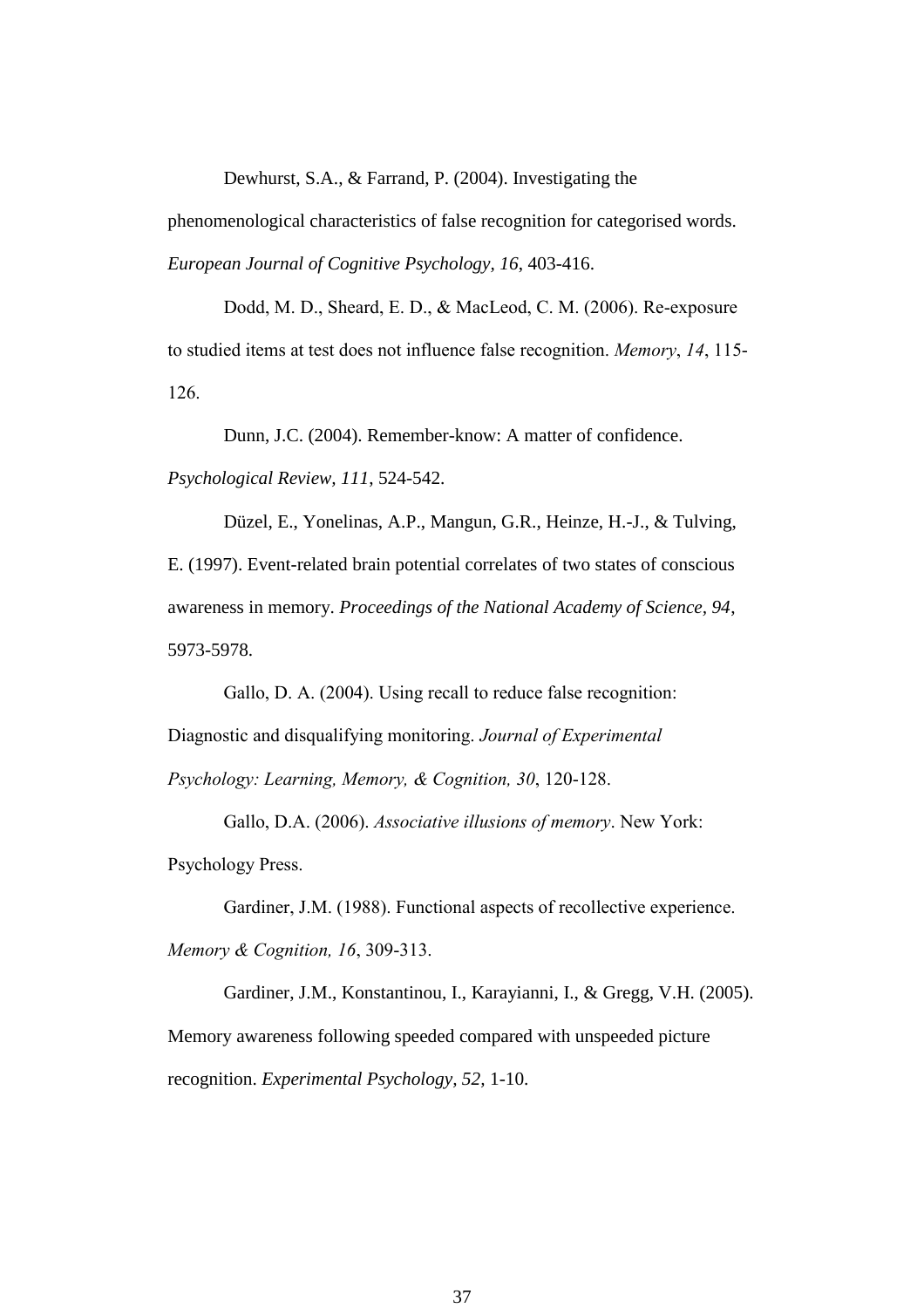Dewhurst, S.A., & Farrand, P. (2004). Investigating the phenomenological characteristics of false recognition for categorised words. *European Journal of Cognitive Psychology, 16*, 403-416.

Dodd, M. D., Sheard, E. D., & MacLeod, C. M. (2006). Re-exposure to studied items at test does not influence false recognition. *Memory*, *14*, 115-126.

Dunn, J.C. (2004). Remember-know: A matter of confidence. *Psychological Review, 111*, 524-542.

Düzel, E., Yonelinas, A.P., Mangun, G.R., Heinze, H.-J., & Tulving, E. (1997). Event-related brain potential correlates of two states of conscious awareness in memory. *Proceedings of the National Academy of Science, 94*, 5973-5978.

Gallo, D. A. (2004). Using recall to reduce false recognition: Diagnostic and disqualifying monitoring. *Journal of Experimental Psychology: Learning, Memory, & Cognition, 30*, 120-128.

Gallo, D.A. (2006). *Associative illusions of memory*. New York: Psychology Press.

Gardiner, J.M. (1988). Functional aspects of recollective experience. *Memory & Cognition, 16*, 309-313.

Gardiner, J.M., Konstantinou, I., Karayianni, I., & Gregg, V.H. (2005). Memory awareness following speeded compared with unspeeded picture recognition. *Experimental Psychology, 52*, 1-10.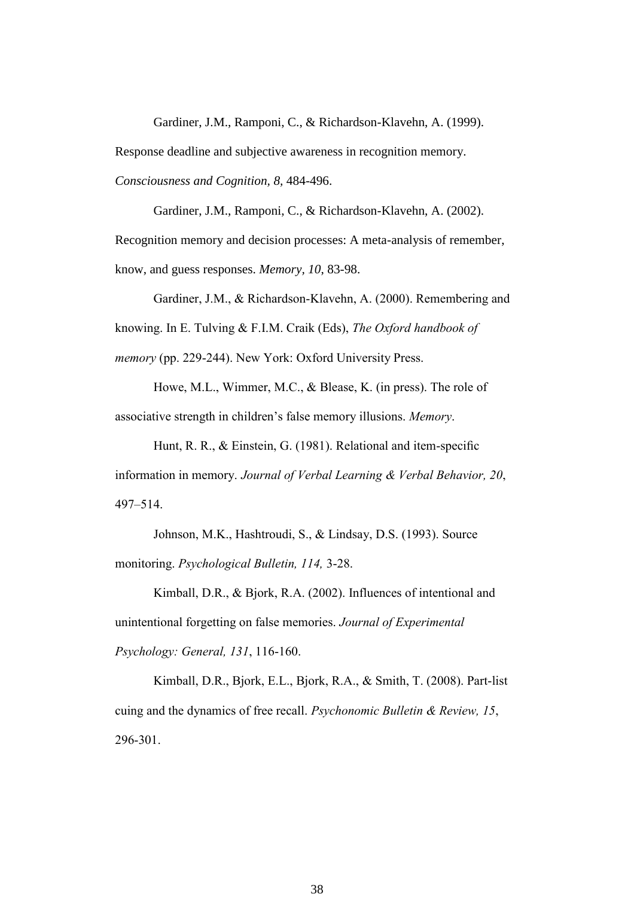Gardiner, J.M., Ramponi, C., & Richardson-Klavehn, A. (1999). Response deadline and subjective awareness in recognition memory. *Consciousness and Cognition, 8*, 484-496.

Gardiner, J.M., Ramponi, C., & Richardson-Klavehn, A. (2002). Recognition memory and decision processes: A meta-analysis of remember, know, and guess responses. *Memory, 10*, 83-98.

Gardiner, J.M., & Richardson-Klavehn, A. (2000). Remembering and knowing. In E. Tulving & F.I.M. Craik (Eds), *The Oxford handbook of memory* (pp. 229-244). New York: Oxford University Press.

Howe, M.L., Wimmer, M.C., & Blease, K. (in press). The role of associative strength in children's false memory illusions. *Memory*.

Hunt, R. R., & Einstein, G. (1981). Relational and item-specific information in memory. *Journal of Verbal Learning & Verbal Behavior, 20*, 497–514.

Johnson, M.K., Hashtroudi, S., & Lindsay, D.S. (1993). Source monitoring. *Psychological Bulletin, 114,* 3-28.

Kimball, D.R., & Bjork, R.A. (2002). Influences of intentional and unintentional forgetting on false memories. *Journal of Experimental Psychology: General, 131*, 116-160.

Kimball, D.R., Bjork, E.L., Bjork, R.A., & Smith, T. (2008). Part-list cuing and the dynamics of free recall. *Psychonomic Bulletin & Review, 15*, 296-301.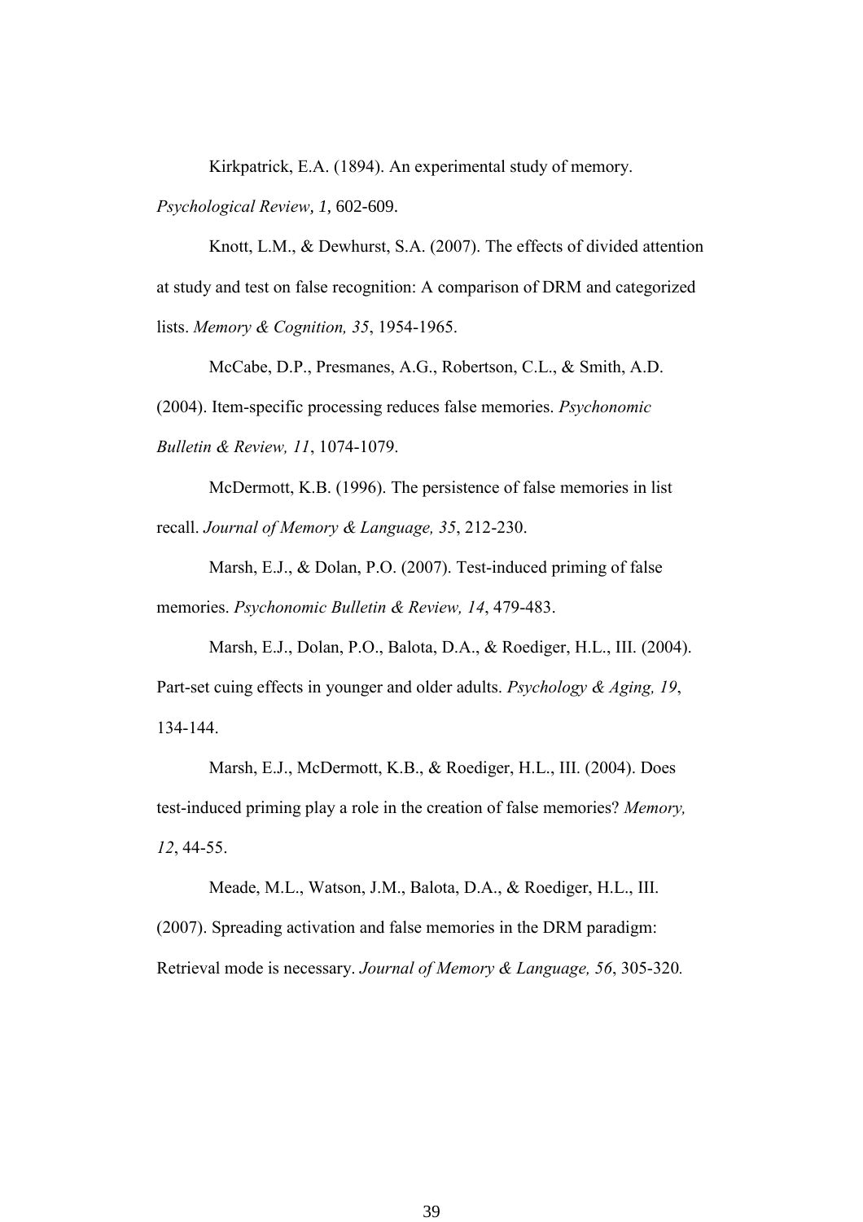Kirkpatrick, E.A. (1894). An experimental study of memory. *Psychological Review, 1,* 602-609.

Knott, L.M., & Dewhurst, S.A. (2007). The effects of divided attention at study and test on false recognition: A comparison of DRM and categorized lists. *Memory & Cognition, 35*, 1954-1965.

McCabe, D.P., Presmanes, A.G., Robertson, C.L., & Smith, A.D. (2004). Item-specific processing reduces false memories. *Psychonomic Bulletin & Review, 11*, 1074-1079.

McDermott, K.B. (1996). The persistence of false memories in list recall. *Journal of Memory & Language, 35*, 212-230.

Marsh, E.J., & Dolan, P.O. (2007). Test-induced priming of false memories. *Psychonomic Bulletin & Review, 14*, 479-483.

Marsh, E.J., Dolan, P.O., Balota, D.A., & Roediger, H.L., III. (2004). Part-set cuing effects in younger and older adults. *Psychology & Aging, 19*, 134-144.

Marsh, E.J., McDermott, K.B., & Roediger, H.L., III. (2004). Does test-induced priming play a role in the creation of false memories? *Memory, 12*, 44-55.

Meade, M.L., Watson, J.M., Balota, D.A., & Roediger, H.L., III. (2007). Spreading activation and false memories in the DRM paradigm: Retrieval mode is necessary. *Journal of Memory & Language, 56*, 305-320.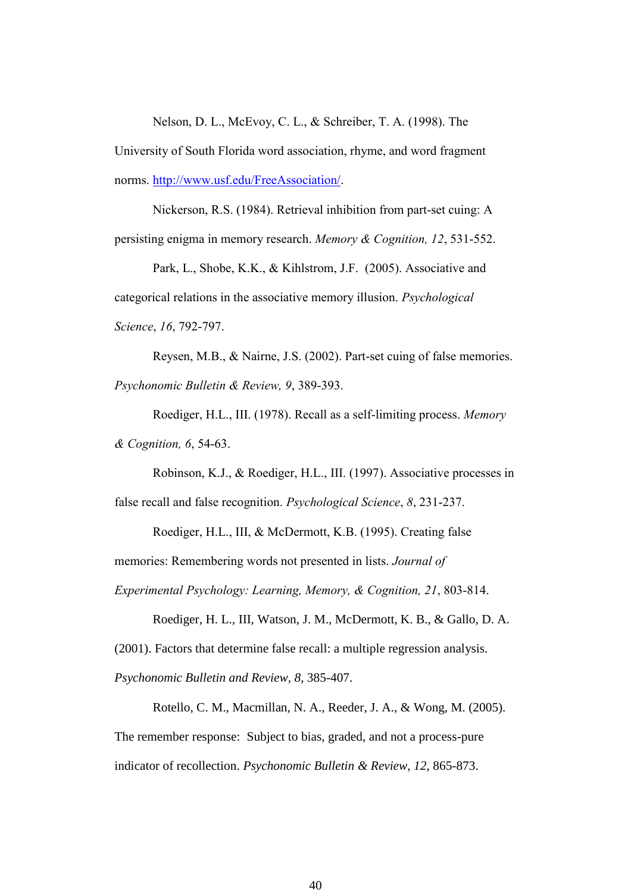Nelson, D. L., McEvoy, C. L., & Schreiber, T. A. (1998). The University of South Florida word association, rhyme, and word fragment norms. http://www.usf.edu/FreeAssociation/.

Nickerson, R.S. (1984). Retrieval inhibition from part-set cuing: A persisting enigma in memory research. *Memory & Cognition, 12*, 531-552.

Park, L., Shobe, K.K., & Kihlstrom, J.F. (2005). Associative and categorical relations in the associative memory illusion. *Psychological Science*, *16*, 792-797.

Reysen, M.B., & Nairne, J.S. (2002). Part-set cuing of false memories. *Psychonomic Bulletin & Review, 9*, 389-393.

Roediger, H.L., III. (1978). Recall as a self-limiting process. *Memory & Cognition, 6*, 54-63.

Robinson, K.J., & Roediger, H.L., III. (1997). Associative processes in false recall and false recognition. *Psychological Science*, *8*, 231-237.

Roediger, H.L., III, & McDermott, K.B. (1995). Creating false memories: Remembering words not presented in lists. *Journal of Experimental Psychology: Learning, Memory, & Cognition, 21*, 803-814.

Roediger, H. L., III, Watson, J. M., McDermott, K. B., & Gallo, D. A. (2001). Factors that determine false recall: a multiple regression analysis. *Psychonomic Bulletin and Review, 8*, 385-407.

Rotello, C. M., Macmillan, N. A., Reeder, J. A., & Wong, M. (2005). The remember response: Subject to bias, graded, and not a process-pure indicator of recollection. *Psychonomic Bulletin & Review, 12*, 865-873.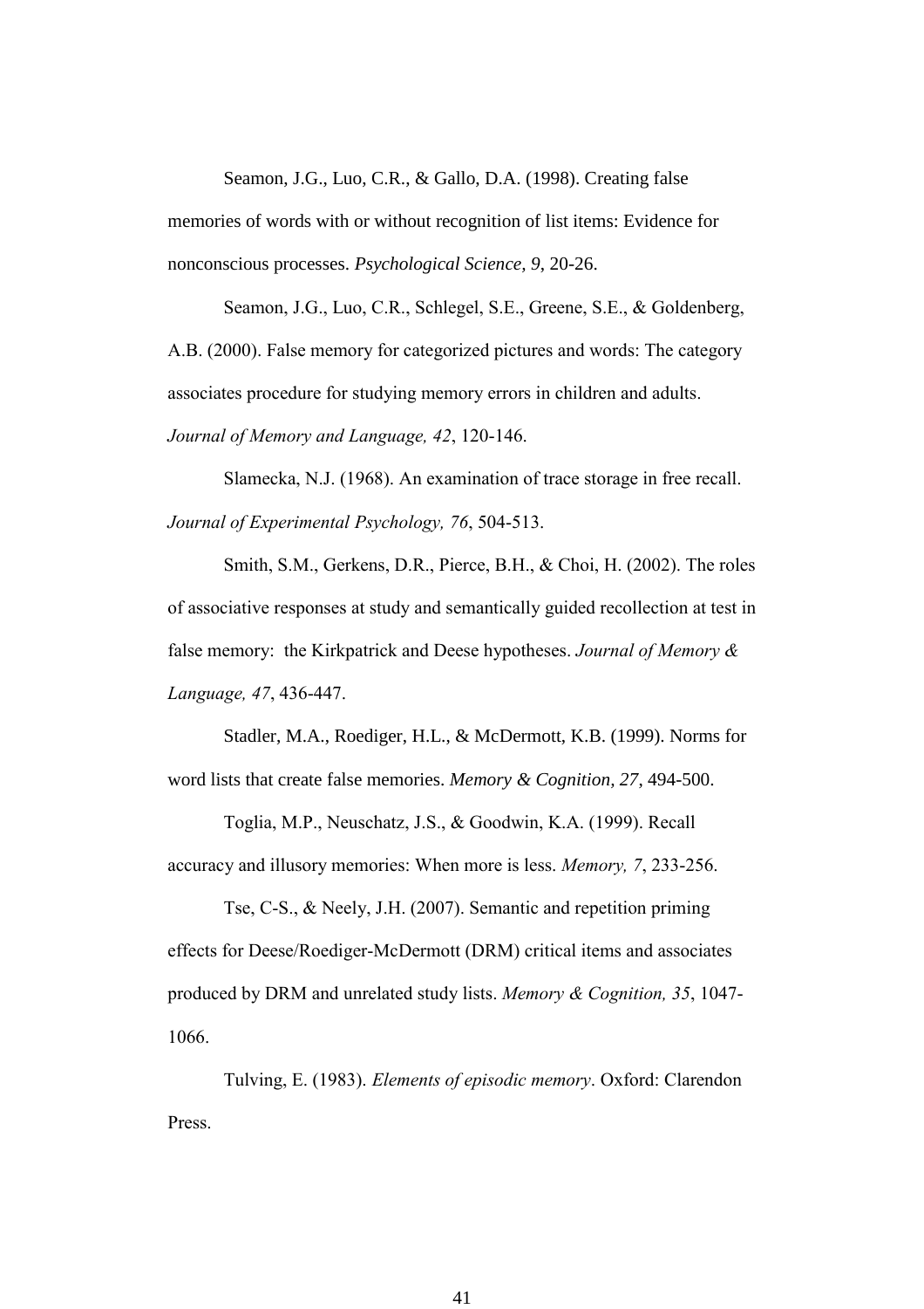Seamon, J.G., Luo, C.R., & Gallo, D.A. (1998). Creating false memories of words with or without recognition of list items: Evidence for nonconscious processes. *Psychological Science, 9*, 20-26.

Seamon, J.G., Luo, C.R., Schlegel, S.E., Greene, S.E., & Goldenberg, A.B. (2000). False memory for categorized pictures and words: The category associates procedure for studying memory errors in children and adults. *Journal of Memory and Language, 42*, 120-146.

Slamecka, N.J. (1968). An examination of trace storage in free recall. *Journal of Experimental Psychology, 76*, 504-513.

Smith, S.M., Gerkens, D.R., Pierce, B.H., & Choi, H. (2002). The roles of associative responses at study and semantically guided recollection at test in false memory: the Kirkpatrick and Deese hypotheses. *Journal of Memory & Language, 47*, 436-447.

Stadler, M.A., Roediger, H.L., & McDermott, K.B. (1999). Norms for word lists that create false memories. *Memory & Cognition, 27*, 494-500.

Toglia, M.P., Neuschatz, J.S., & Goodwin, K.A. (1999). Recall accuracy and illusory memories: When more is less. *Memory, 7*, 233-256.

Tse, C-S., & Neely, J.H. (2007). Semantic and repetition priming effects for Deese/Roediger-McDermott (DRM) critical items and associates produced by DRM and unrelated study lists. *Memory & Cognition, 35*, 1047-1066.

Tulving, E. (1983). *Elements of episodic memory*. Oxford: Clarendon Press.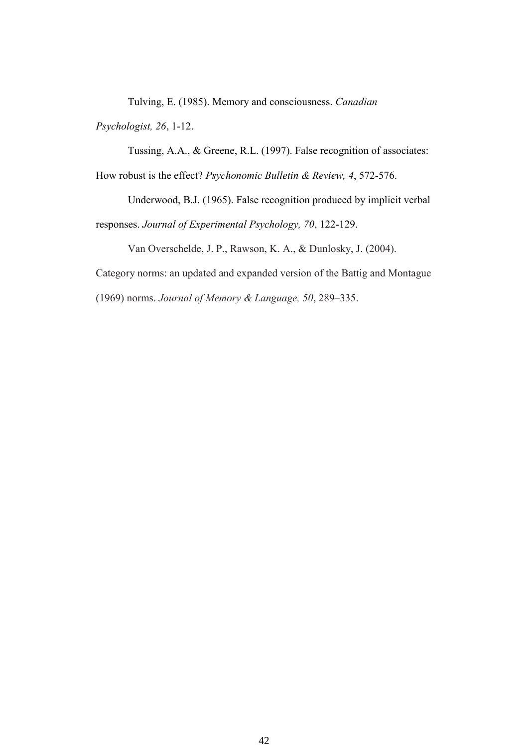Tulving, E. (1985). Memory and consciousness. *Canadian Psychologist, 26*, 1-12.

Tussing, A.A., & Greene, R.L. (1997). False recognition of associates: How robust is the effect? *Psychonomic Bulletin & Review, 4*, 572-576.

Underwood, B.J. (1965). False recognition produced by implicit verbal responses. *Journal of Experimental Psychology, 70*, 122-129.

Van Overschelde, J. P., Rawson, K. A., & Dunlosky, J. (2004). Category norms: an updated and expanded version of the Battig and Montague (1969) norms. *Journal of Memory & Language, 50*, 289–335.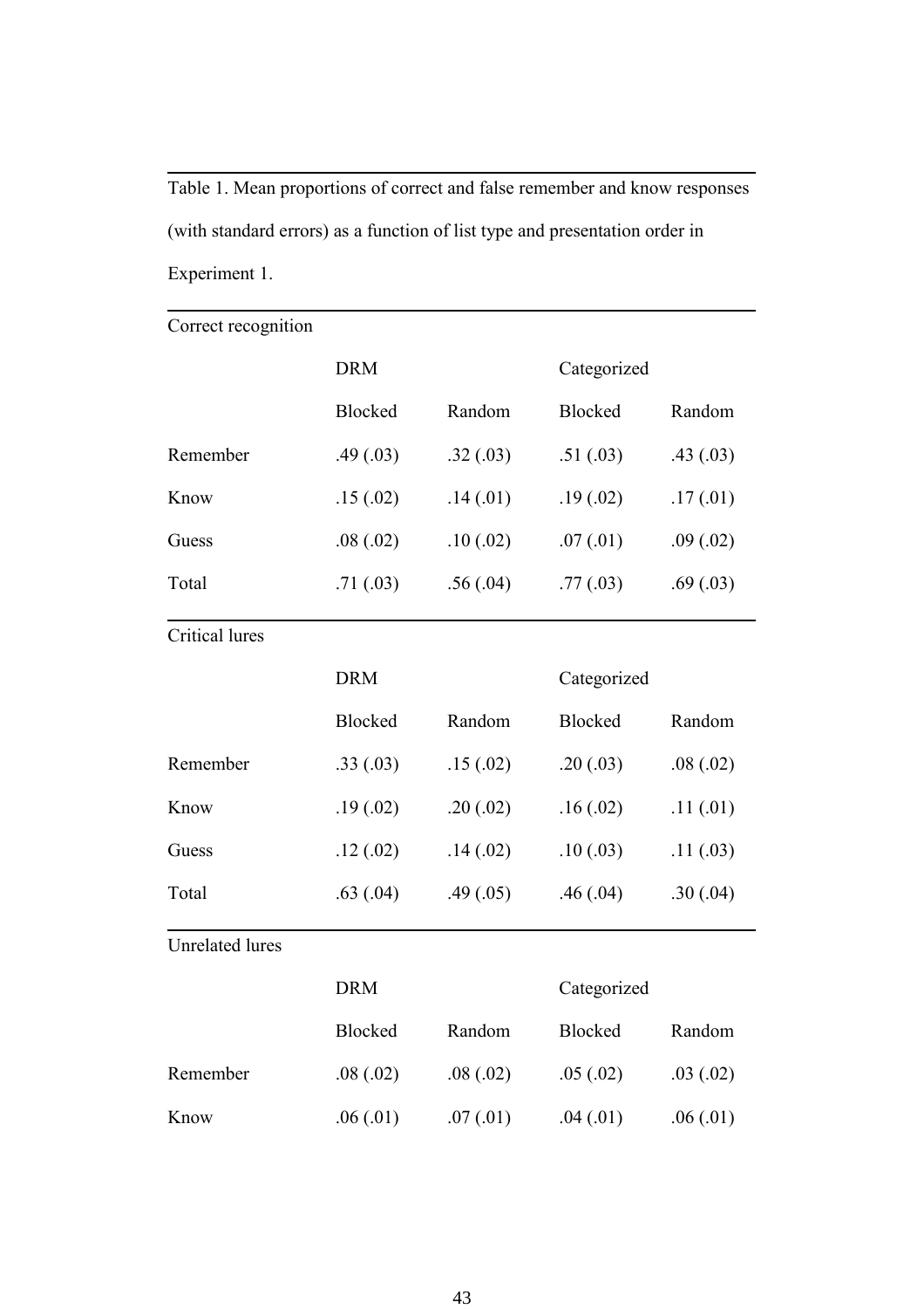Table 1. Mean proportions of correct and false remember and know responses (with standard errors) as a function of list type and presentation order in Experiment 1.

| Correct recognition | DRM | | Categorized | |
|---|---|---|---|---|
| | Blocked | Random | Blocked | Random |
| Remember | .49 (.03) | .32 (.03) | .51 (.03) | .43 (.03) |
| Know | .15 (.02) | .14 (.01) | .19 (.02) | .17 (.01) |
| Guess | .08 (.02) | .10 (.02) | .07 (.01) | .09 (.02) |
| Total | .71 (.03) | .56 (.04) | .77 (.03) | .69 (.03) |
| **Critical lures** | DRM | | Categorized | |
| | Blocked | Random | Blocked | Random |
| Remember | .33 (.03) | .15 (.02) | .20 (.03) | .08 (.02) |
| Know | .19 (.02) | .20 (.02) | .16 (.02) | .11 (.01) |
| Guess | .12 (.02) | .14 (.02) | .10 (.03) | .11 (.03) |
| Total | .63 (.04) | .49 (.05) | .46 (.04) | .30 (.04) |
| **Unrelated lures** | DRM | | Categorized | |
| | Blocked | Random | Blocked | Random |
| Remember | .08 (.02) | .08 (.02) | .05 (.02) | .03 (.02) |
| Know | .06 (.01) | .07 (.01) | .04 (.01) | .06 (.01) |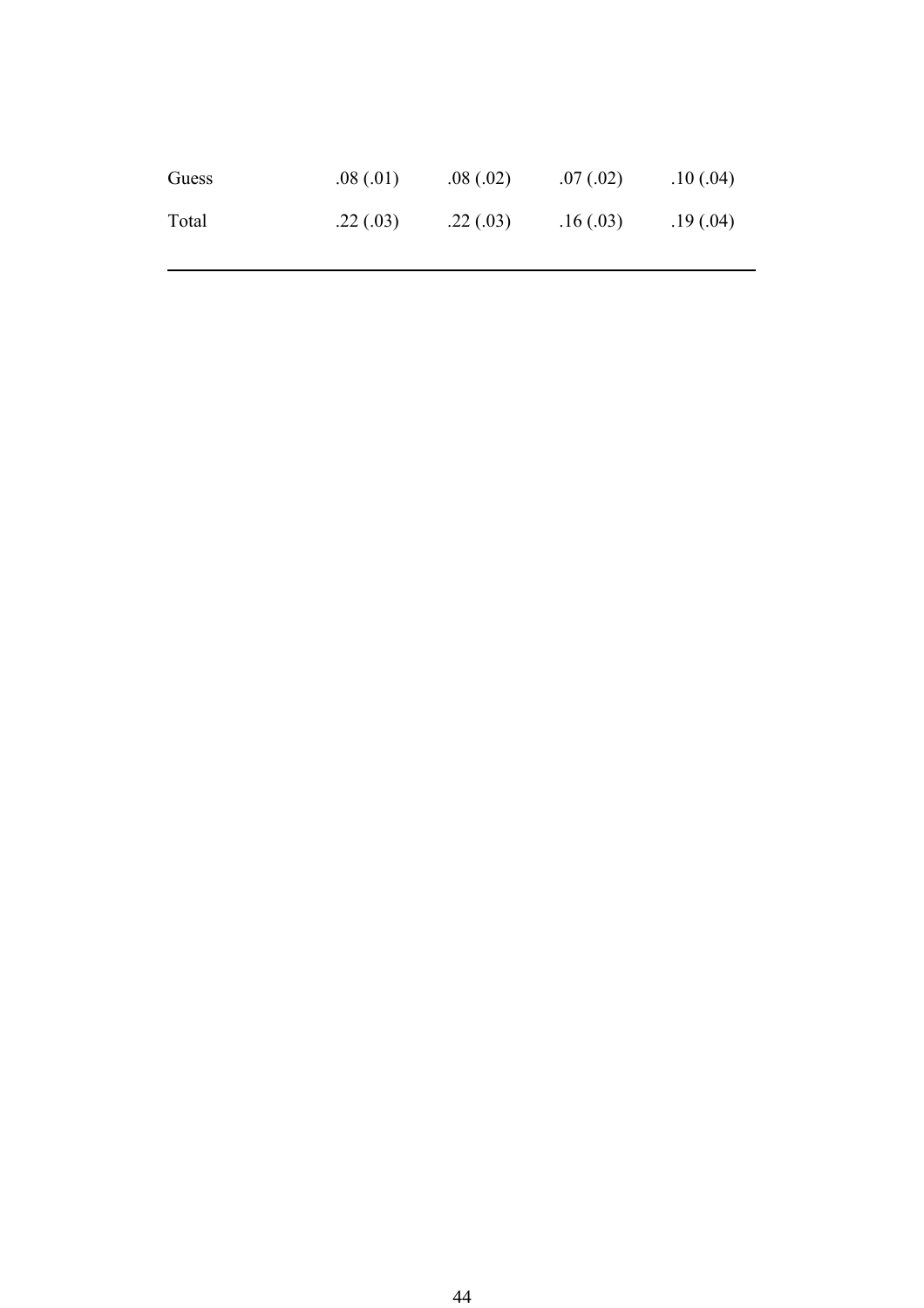| | | | | |
|---|---|---|---|---|
| Guess | .08 (.01) | .08 (.02) | .07 (.02) | .10 (.04) |
| Total | .22 (.03) | .22 (.03) | .16 (.03) | .19 (.04) |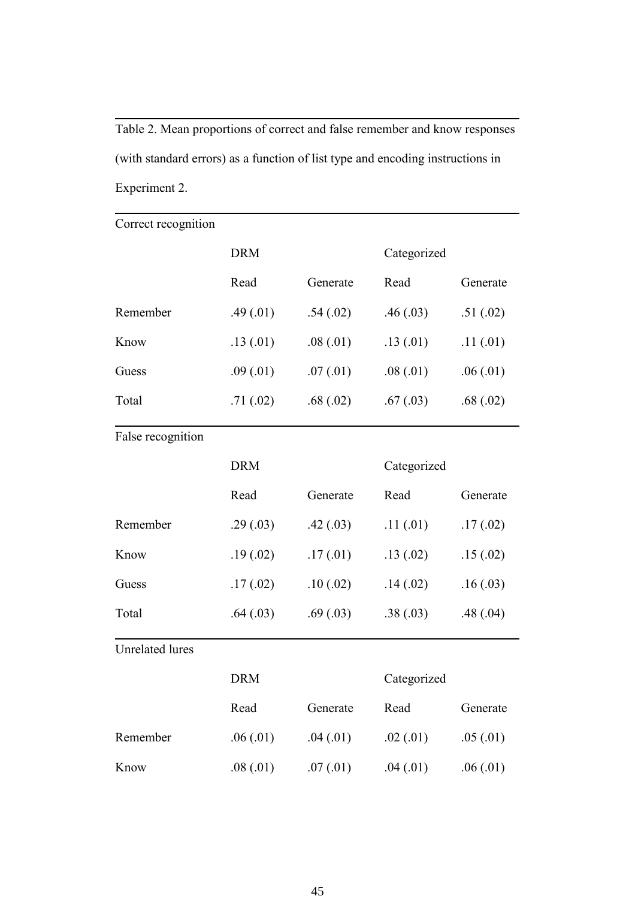Table 2. Mean proportions of correct and false remember and know responses (with standard errors) as a function of list type and encoding instructions in Experiment 2.

| Correct recognition | DRM | | Categorized | |
|---|---|---|---|---|
| | Read | Generate | Read | Generate |
| Remember | .49 (.01) | .54 (.02) | .46 (.03) | .51 (.02) |
| Know | .13 (.01) | .08 (.01) | .13 (.01) | .11 (.01) |
| Guess | .09 (.01) | .07 (.01) | .08 (.01) | .06 (.01) |
| Total | .71 (.02) | .68 (.02) | .67 (.03) | .68 (.02) |

| False recognition | DRM | | Categorized | |
|---|---|---|---|---|
| | Read | Generate | Read | Generate |
| Remember | .29 (.03) | .42 (.03) | .11 (.01) | .17 (.02) |
| Know | .19 (.02) | .17 (.01) | .13 (.02) | .15 (.02) |
| Guess | .17 (.02) | .10 (.02) | .14 (.02) | .16 (.03) |
| Total | .64 (.03) | .69 (.03) | .38 (.03) | .48 (.04) |

| Unrelated lures | DRM | | Categorized | |
|---|---|---|---|---|
| | Read | Generate | Read | Generate |
| Remember | .06 (.01) | .04 (.01) | .02 (.01) | .05 (.01) |
| Know | .08 (.01) | .07 (.01) | .04 (.01) | .06 (.01) |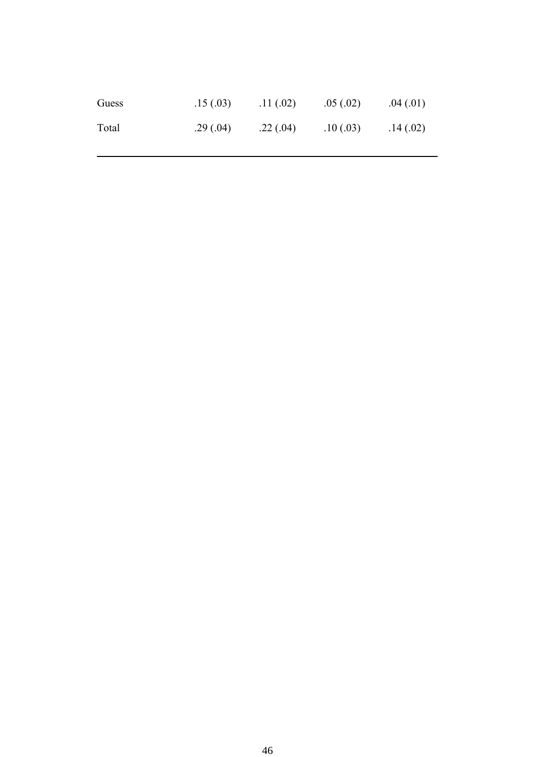| | | | | |
|---|---|---|---|---|
| Guess | .15 (.03) | .11 (.02) | .05 (.02) | .04 (.01) |
| Total | .29 (.04) | .22 (.04) | .10 (.03) | .14 (.02) |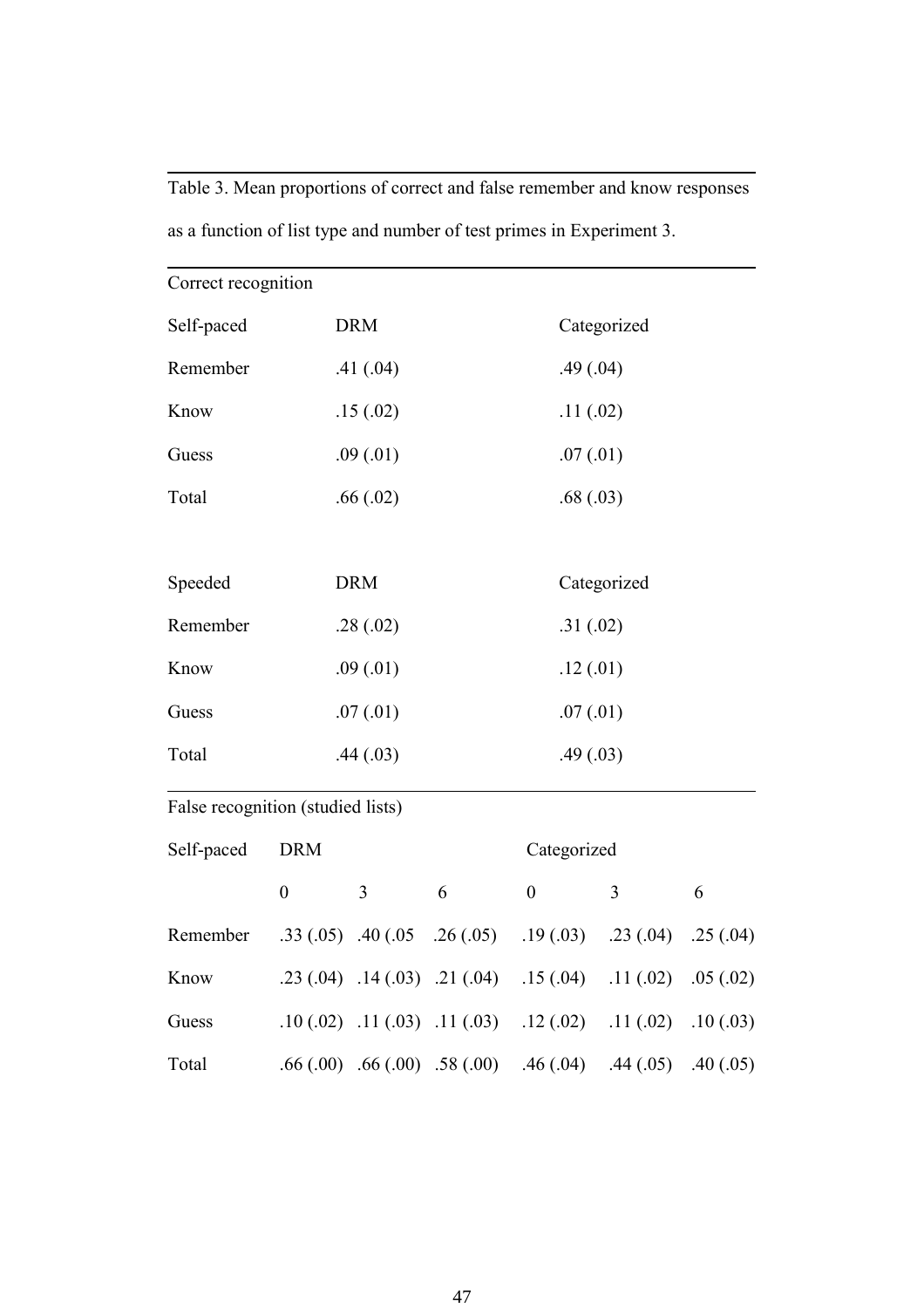Table 3. Mean proportions of correct and false remember and know responses as a function of list type and number of test primes in Experiment 3.

| Correct recognition | | |
|---|---|---|
| Self-paced | DRM | Categorized |
| Remember | .41 (.04) | .49 (.04) |
| Know | .15 (.02) | .11 (.02) |
| Guess | .09 (.01) | .07 (.01) |
| Total | .66 (.02) | .68 (.03) |
| | | |
| Speeded | DRM | Categorized |
| Remember | .28 (.02) | .31 (.02) |
| Know | .09 (.01) | .12 (.01) |
| Guess | .07 (.01) | .07 (.01) |
| Total | .44 (.03) | .49 (.03) |

| False recognition (studied lists) | | | | | | |
|---|---|---|---|---|---|---|
| Self-paced | DRM | | | Categorized | | |
| | 0 | 3 | 6 | 0 | 3 | 6 |
| Remember | .33 (.05) | .40 (.05 | .26 (.05) | .19 (.03) | .23 (.04) | .25 (.04) |
| Know | .23 (.04) | .14 (.03) | .21 (.04) | .15 (.04) | .11 (.02) | .05 (.02) |
| Guess | .10 (.02) | .11 (.03) | .11 (.03) | .12 (.02) | .11 (.02) | .10 (.03) |
| Total | .66 (.00) | .66 (.00) | .58 (.00) | .46 (.04) | .44 (.05) | .40 (.05) |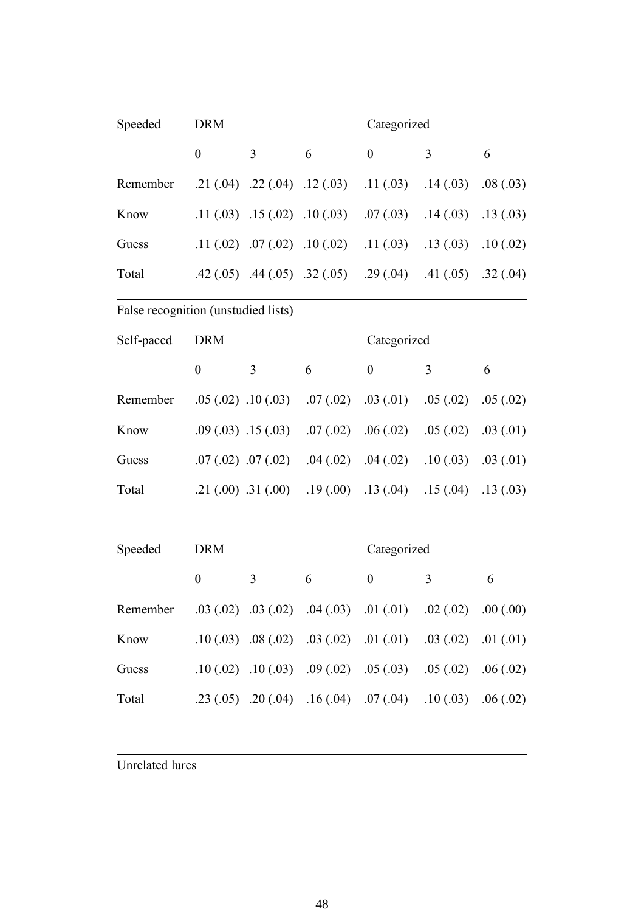| Speeded | DRM | | | Categorized | | |
|---|---|---|---|---|---|---|
| | 0 | 3 | 6 | 0 | 3 | 6 |
| Remember | .21 (.04) | .22 (.04) | .12 (.03) | .11 (.03) | .14 (.03) | .08 (.03) |
| Know | .11 (.03) | .15 (.02) | .10 (.03) | .07 (.03) | .14 (.03) | .13 (.03) |
| Guess | .11 (.02) | .07 (.02) | .10 (.02) | .11 (.03) | .13 (.03) | .10 (.02) |
| Total | .42 (.05) | .44 (.05) | .32 (.05) | .29 (.04) | .41 (.05) | .32 (.04) |

False recognition (unstudied lists)

| Self-paced | DRM | | | Categorized | | |
|---|---|---|---|---|---|---|
| | 0 | 3 | 6 | 0 | 3 | 6 |
| Remember | .05 (.02) | .10 (.03) | .07 (.02) | .03 (.01) | .05 (.02) | .05 (.02) |
| Know | .09 (.03) | .15 (.03) | .07 (.02) | .06 (.02) | .05 (.02) | .03 (.01) |
| Guess | .07 (.02) | .07 (.02) | .04 (.02) | .04 (.02) | .10 (.03) | .03 (.01) |
| Total | .21 (.00) | .31 (.00) | .19 (.00) | .13 (.04) | .15 (.04) | .13 (.03) |

| Speeded | DRM | | | Categorized | | |
|---|---|---|---|---|---|---|
| | 0 | 3 | 6 | 0 | 3 | 6 |
| Remember | .03 (.02) | .03 (.02) | .04 (.03) | .01 (.01) | .02 (.02) | .00 (.00) |
| Know | .10 (.03) | .08 (.02) | .03 (.02) | .01 (.01) | .03 (.02) | .01 (.01) |
| Guess | .10 (.02) | .10 (.03) | .09 (.02) | .05 (.03) | .05 (.02) | .06 (.02) |
| Total | .23 (.05) | .20 (.04) | .16 (.04) | .07 (.04) | .10 (.03) | .06 (.02) |

Unrelated lures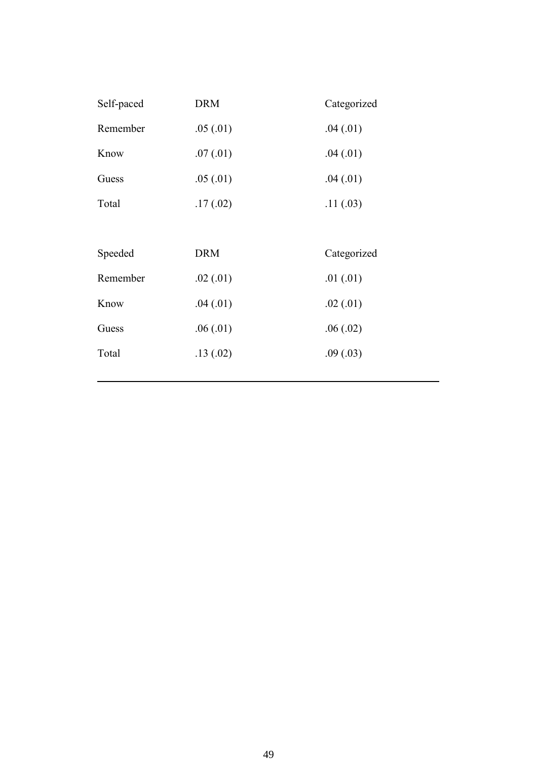| Self-paced | DRM | Categorized |
|---|---|---|
| Remember | .05 (.01) | .04 (.01) |
| Know | .07 (.01) | .04 (.01) |
| Guess | .05 (.01) | .04 (.01) |
| Total | .17 (.02) | .11 (.03) |
| | | |
| Speeded | DRM | Categorized |
| Remember | .02 (.01) | .01 (.01) |
| Know | .04 (.01) | .02 (.01) |
| Guess | .06 (.01) | .06 (.02) |
| Total | .13 (.02) | .09 (.03) |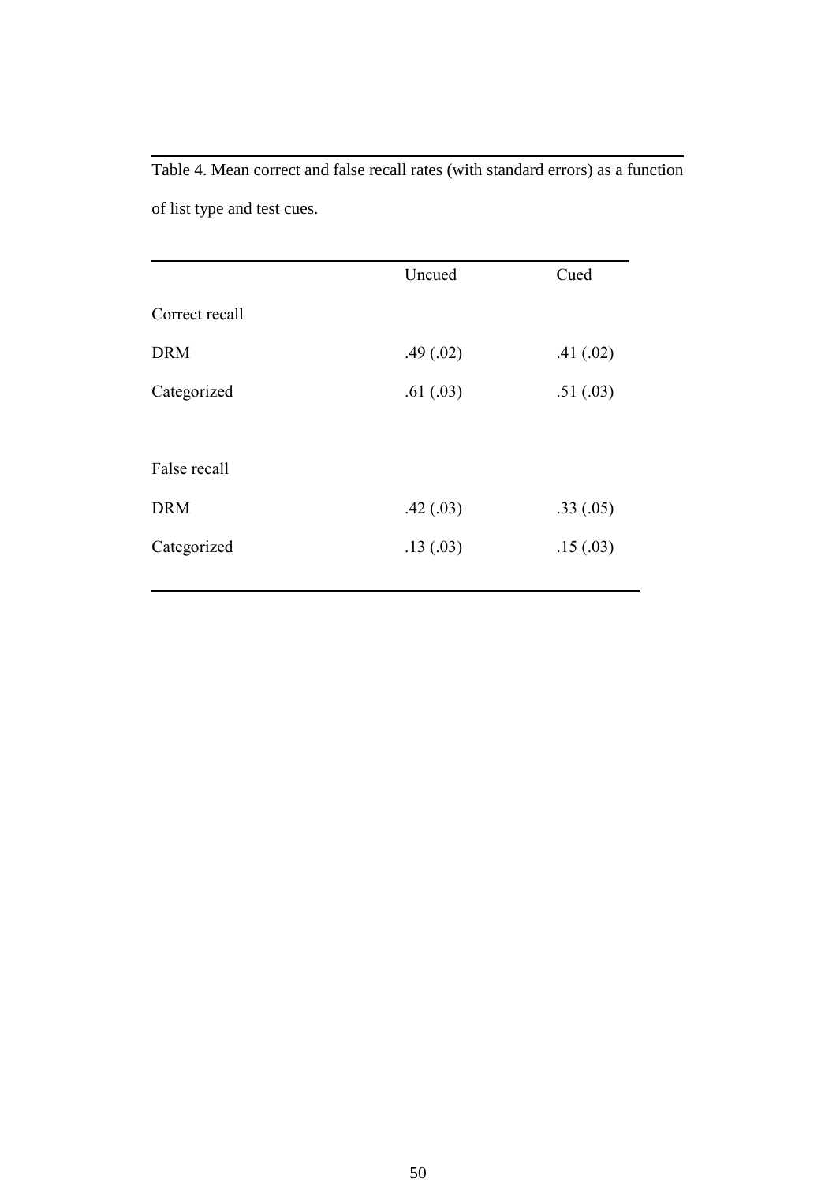Table 4. Mean correct and false recall rates (with standard errors) as a function of list type and test cues.

| | Uncued | Cued |
|---|---|---|
| Correct recall | | |
| DRM | .49 (.02) | .41 (.02) |
| Categorized | .61 (.03) | .51 (.03) |
| | | |
| False recall | | |
| DRM | .42 (.03) | .33 (.05) |
| Categorized | .13 (.03) | .15 (.03) |